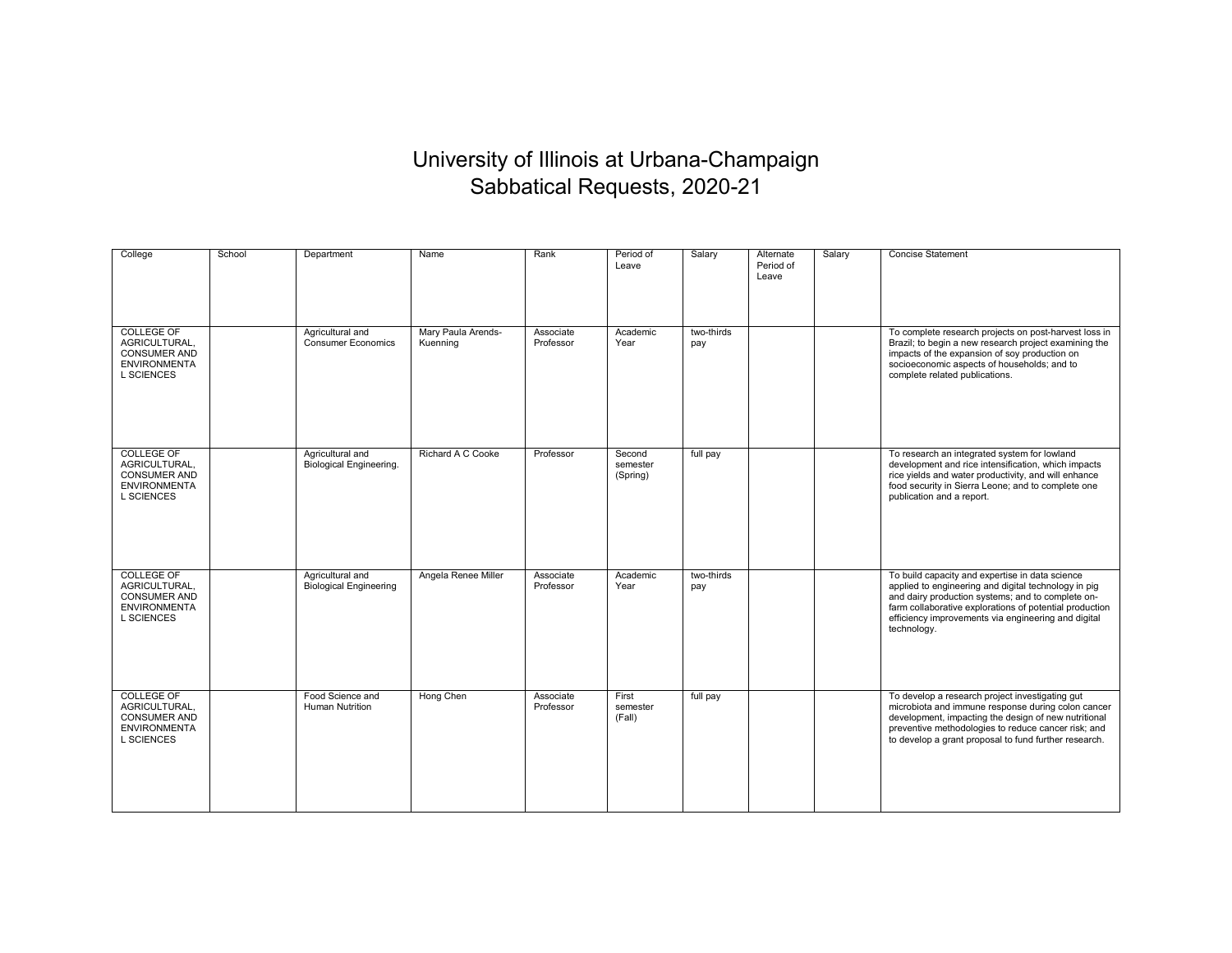# University of Illinois at Urbana-Champaign
## Sabbatical Requests, 2020-21

| College | School | Department | Name | Rank | Period of Leave | Salary | Alternate Period of Leave | Salary | Concise Statement |
|---|---|---|---|---|---|---|---|---|---|
| COLLEGE OF AGRICULTURAL, CONSUMER AND ENVIRONMENTAL SCIENCES | | Agricultural and Consumer Economics | Mary Paula Arends-Kuenning | Associate Professor | Academic Year | two-thirds pay | | | To complete research projects on post-harvest loss in Brazil; to begin a new research project examining the impacts of the expansion of soy production on socioeconomic aspects of households; and to complete related publications. |
| COLLEGE OF AGRICULTURAL, CONSUMER AND ENVIRONMENTAL SCIENCES | | Agricultural and Biological Engineering. | Richard A C Cooke | Professor | Second semester (Spring) | full pay | | | To research an integrated system for lowland development and rice intensification, which impacts rice yields and water productivity, and will enhance food security in Sierra Leone; and to complete one publication and a report. |
| COLLEGE OF AGRICULTURAL, CONSUMER AND ENVIRONMENTAL SCIENCES | | Agricultural and Biological Engineering | Angela Renee Miller | Associate Professor | Academic Year | two-thirds pay | | | To build capacity and expertise in data science applied to engineering and digital technology in pig and dairy production systems; and to complete on-farm collaborative explorations of potential production efficiency improvements via engineering and digital technology. |
| COLLEGE OF AGRICULTURAL, CONSUMER AND ENVIRONMENTAL SCIENCES | | Food Science and Human Nutrition | Hong Chen | Associate Professor | First semester (Fall) | full pay | | | To develop a research project investigating gut microbiota and immune response during colon cancer development, impacting the design of new nutritional preventive methodologies to reduce cancer risk; and to develop a grant proposal to fund further research. |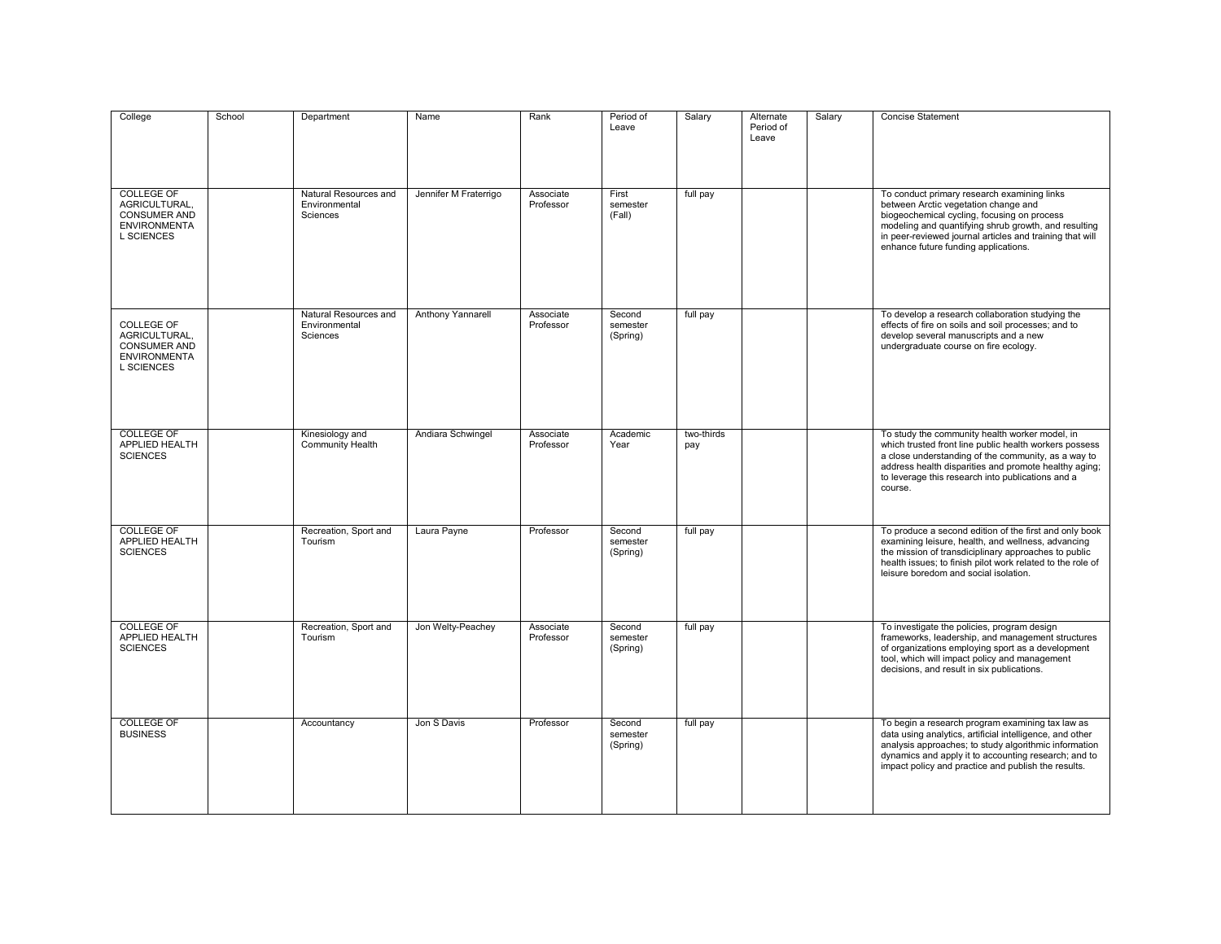| College | School | Department | Name | Rank | Period of Leave | Salary | Alternate Period of Leave | Salary | Concise Statement |
|---|---|---|---|---|---|---|---|---|---|
| COLLEGE OF AGRICULTURAL, CONSUMER AND ENVIRONMENTAL SCIENCES | | Natural Resources and Environmental Sciences | Jennifer M Fraterrigo | Associate Professor | First semester (Fall) | full pay | | | To conduct primary research examining links between Arctic vegetation change and biogeochemical cycling, focusing on process modeling and quantifying shrub growth, and resulting in peer-reviewed journal articles and training that will enhance future funding applications. |
| COLLEGE OF AGRICULTURAL, CONSUMER AND ENVIRONMENTAL SCIENCES | | Natural Resources and Environmental Sciences | Anthony Yannarell | Associate Professor | Second semester (Spring) | full pay | | | To develop a research collaboration studying the effects of fire on soils and soil processes; and to develop several manuscripts and a new undergraduate course on fire ecology. |
| COLLEGE OF APPLIED HEALTH SCIENCES | | Kinesiology and Community Health | Andiara Schwingel | Associate Professor | Academic Year | two-thirds pay | | | To study the community health worker model, in which trusted front line public health workers possess a close understanding of the community, as a way to address health disparities and promote healthy aging; to leverage this research into publications and a course. |
| COLLEGE OF APPLIED HEALTH SCIENCES | | Recreation, Sport and Tourism | Laura Payne | Professor | Second semester (Spring) | full pay | | | To produce a second edition of the first and only book examining leisure, health, and wellness, advancing the mission of transdiciplinary approaches to public health issues; to finish pilot work related to the role of leisure boredom and social isolation. |
| COLLEGE OF APPLIED HEALTH SCIENCES | | Recreation, Sport and Tourism | Jon Welty-Peachey | Associate Professor | Second semester (Spring) | full pay | | | To investigate the policies, program design frameworks, leadership, and management structures of organizations employing sport as a development tool, which will impact policy and management decisions, and result in six publications. |
| COLLEGE OF BUSINESS | | Accountancy | Jon S Davis | Professor | Second semester (Spring) | full pay | | | To begin a research program examining tax law as data using analytics, artificial intelligence, and other analysis approaches; to study algorithmic information dynamics and apply it to accounting research; and to impact policy and practice and publish the results. |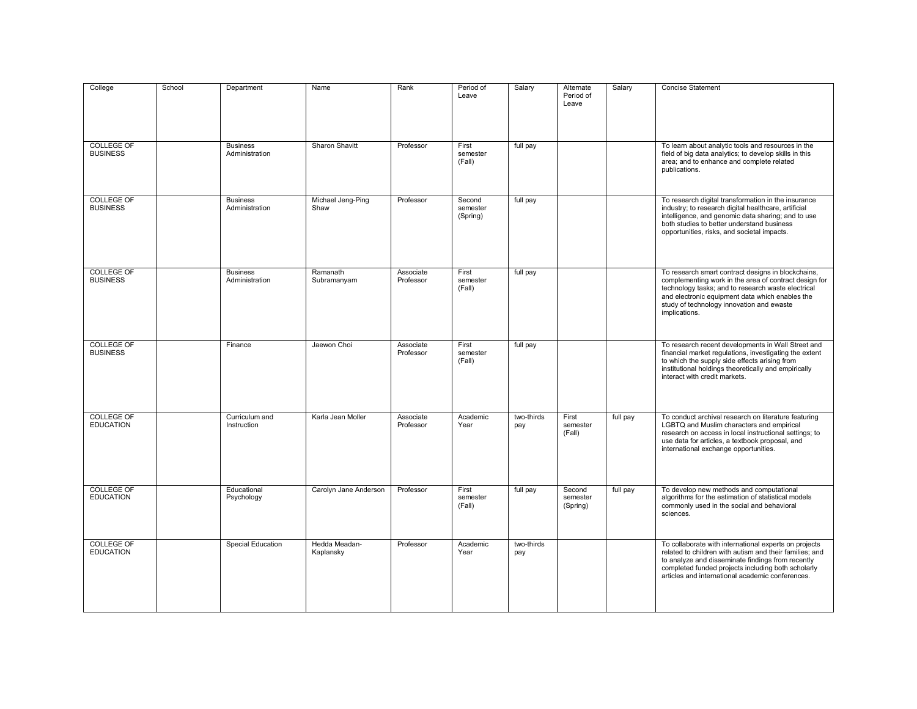| College | School | Department | Name | Rank | Period of Leave | Salary | Alternate Period of Leave | Salary | Concise Statement |
|---|---|---|---|---|---|---|---|---|---|
| COLLEGE OF BUSINESS | | Business Administration | Sharon Shavitt | Professor | First semester (Fall) | full pay | | | To learn about analytic tools and resources in the field of big data analytics; to develop skills in this area; and to enhance and complete related publications. |
| COLLEGE OF BUSINESS | | Business Administration | Michael Jeng-Ping Shaw | Professor | Second semester (Spring) | full pay | | | To research digital transformation in the insurance industry; to research digital healthcare, artificial intelligence, and genomic data sharing; and to use both studies to better understand business opportunities, risks, and societal impacts. |
| COLLEGE OF BUSINESS | | Business Administration | Ramanath Subramanyam | Associate Professor | First semester (Fall) | full pay | | | To research smart contract designs in blockchains, complementing work in the area of contract design for technology tasks; and to research waste electrical and electronic equipment data which enables the study of technology innovation and ewaste implications. |
| COLLEGE OF BUSINESS | | Finance | Jaewon Choi | Associate Professor | First semester (Fall) | full pay | | | To research recent developments in Wall Street and financial market regulations, investigating the extent to which the supply side effects arising from institutional holdings theoretically and empirically interact with credit markets. |
| COLLEGE OF EDUCATION | | Curriculum and Instruction | Karla Jean Moller | Associate Professor | Academic Year | two-thirds pay | First semester (Fall) | full pay | To conduct archival research on literature featuring LGBTQ and Muslim characters and empirical research on access in local instructional settings; to use data for articles, a textbook proposal, and international exchange opportunities. |
| COLLEGE OF EDUCATION | | Educational Psychology | Carolyn Jane Anderson | Professor | First semester (Fall) | full pay | Second semester (Spring) | full pay | To develop new methods and computational algorithms for the estimation of statistical models commonly used in the social and behavioral sciences. |
| COLLEGE OF EDUCATION | | Special Education | Hedda Meadan-Kaplansky | Professor | Academic Year | two-thirds pay | | | To collaborate with international experts on projects related to children with autism and their families; and to analyze and disseminate findings from recently completed funded projects including both scholarly articles and international academic conferences. |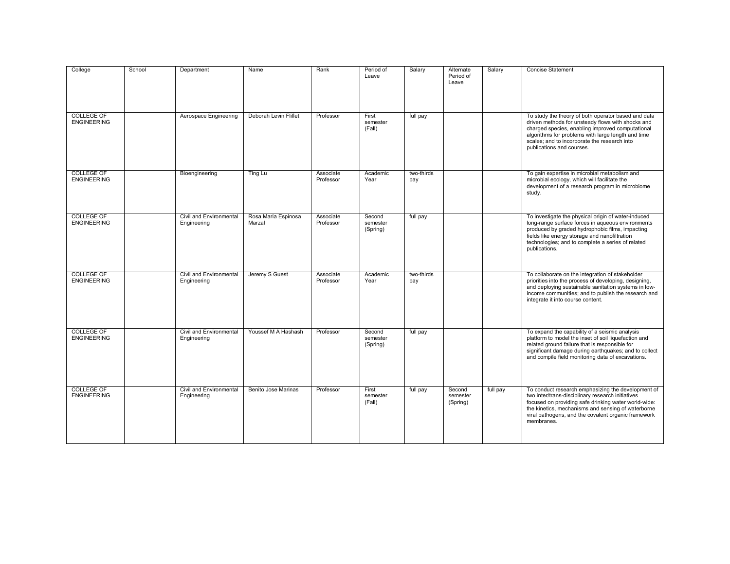| College | School | Department | Name | Rank | Period of Leave | Salary | Alternate Period of Leave | Salary | Concise Statement |
|---|---|---|---|---|---|---|---|---|---|
| COLLEGE OF ENGINEERING | | Aerospace Engineering | Deborah Levin Fliflet | Professor | First semester (Fall) | full pay | | | To study the theory of both operator based and data driven methods for unsteady flows with shocks and charged species, enabling improved computational algorithms for problems with large length and time scales; and to incorporate the research into publications and courses. |
| COLLEGE OF ENGINEERING | | Bioengineering | Ting Lu | Associate Professor | Academic Year | two-thirds pay | | | To gain expertise in microbial metabolism and microbial ecology, which will facilitate the development of a research program in microbiome study. |
| COLLEGE OF ENGINEERING | | Civil and Environmental Engineering | Rosa Maria Espinosa Marzal | Associate Professor | Second semester (Spring) | full pay | | | To investigate the physical origin of water-induced long-range surface forces in aqueous environments produced by graded hydrophobic films, impacting fields like energy storage and nanofiltration technologies; and to complete a series of related publications. |
| COLLEGE OF ENGINEERING | | Civil and Environmental Engineering | Jeremy S Guest | Associate Professor | Academic Year | two-thirds pay | | | To collaborate on the integration of stakeholder priorities into the process of developing, designing, and deploying sustainable sanitation systems in low-income communities; and to publish the research and integrate it into course content. |
| COLLEGE OF ENGINEERING | | Civil and Environmental Engineering | Youssef M A Hashash | Professor | Second semester (Spring) | full pay | | | To expand the capability of a seismic analysis platform to model the inset of soil liquefaction and related ground failure that is responsible for significant damage during earthquakes; and to collect and compile field monitoring data of excavations. |
| COLLEGE OF ENGINEERING | | Civil and Environmental Engineering | Benito Jose Marinas | Professor | First semester (Fall) | full pay | Second semester (Spring) | full pay | To conduct research emphasizing the development of two inter/trans-disciplinary research initiatives focused on providing safe drinking water world-wide: the kinetics, mechanisms and sensing of waterborne viral pathogens, and the covalent organic framework membranes. |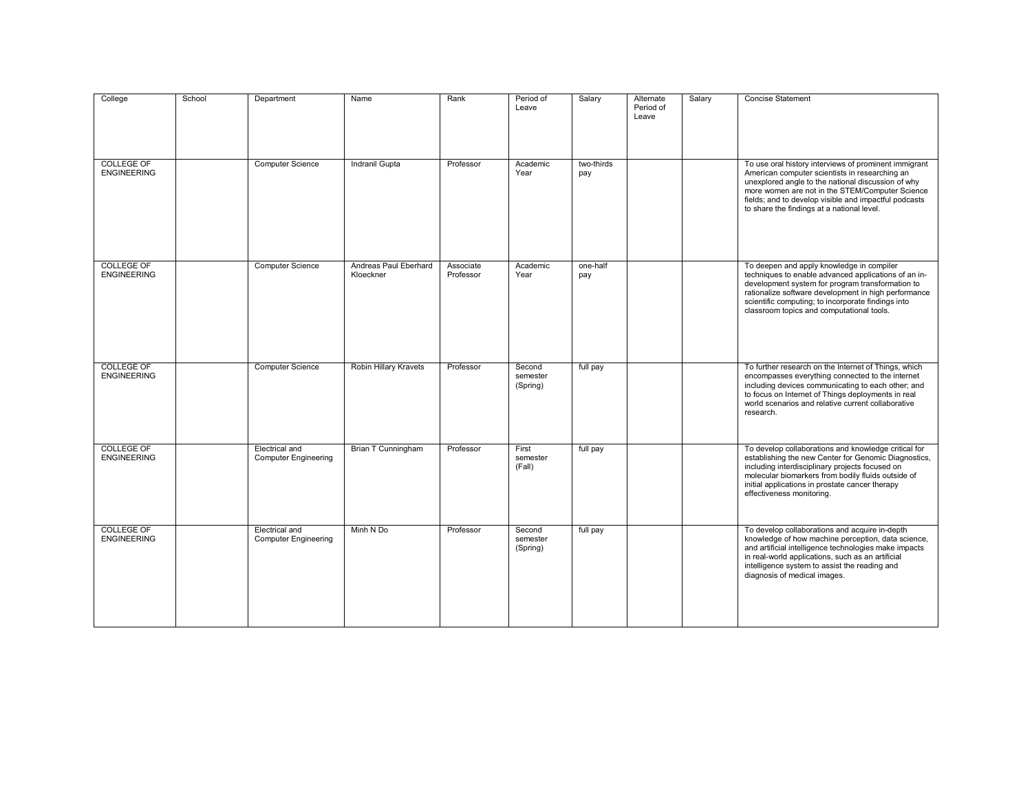| College | School | Department | Name | Rank | Period of Leave | Salary | Alternate Period of Leave | Salary | Concise Statement |
|---|---|---|---|---|---|---|---|---|---|
| COLLEGE OF ENGINEERING | | Computer Science | Indranil Gupta | Professor | Academic Year | two-thirds pay | | | To use oral history interviews of prominent immigrant American computer scientists in researching an unexplored angle to the national discussion of why more women are not in the STEM/Computer Science fields; and to develop visible and impactful podcasts to share the findings at a national level. |
| COLLEGE OF ENGINEERING | | Computer Science | Andreas Paul Eberhard Kloeckner | Associate Professor | Academic Year | one-half pay | | | To deepen and apply knowledge in compiler techniques to enable advanced applications of an in-development system for program transformation to rationalize software development in high performance scientific computing; to incorporate findings into classroom topics and computational tools. |
| COLLEGE OF ENGINEERING | | Computer Science | Robin Hillary Kravets | Professor | Second semester (Spring) | full pay | | | To further research on the Internet of Things, which encompasses everything connected to the internet including devices communicating to each other; and to focus on Internet of Things deployments in real world scenarios and relative current collaborative research. |
| COLLEGE OF ENGINEERING | | Electrical and Computer Engineering | Brian T Cunningham | Professor | First semester (Fall) | full pay | | | To develop collaborations and knowledge critical for establishing the new Center for Genomic Diagnostics, including interdisciplinary projects focused on molecular biomarkers from bodily fluids outside of initial applications in prostate cancer therapy effectiveness monitoring. |
| COLLEGE OF ENGINEERING | | Electrical and Computer Engineering | Minh N Do | Professor | Second semester (Spring) | full pay | | | To develop collaborations and acquire in-depth knowledge of how machine perception, data science, and artificial intelligence technologies make impacts in real-world applications, such as an artificial intelligence system to assist the reading and diagnosis of medical images. |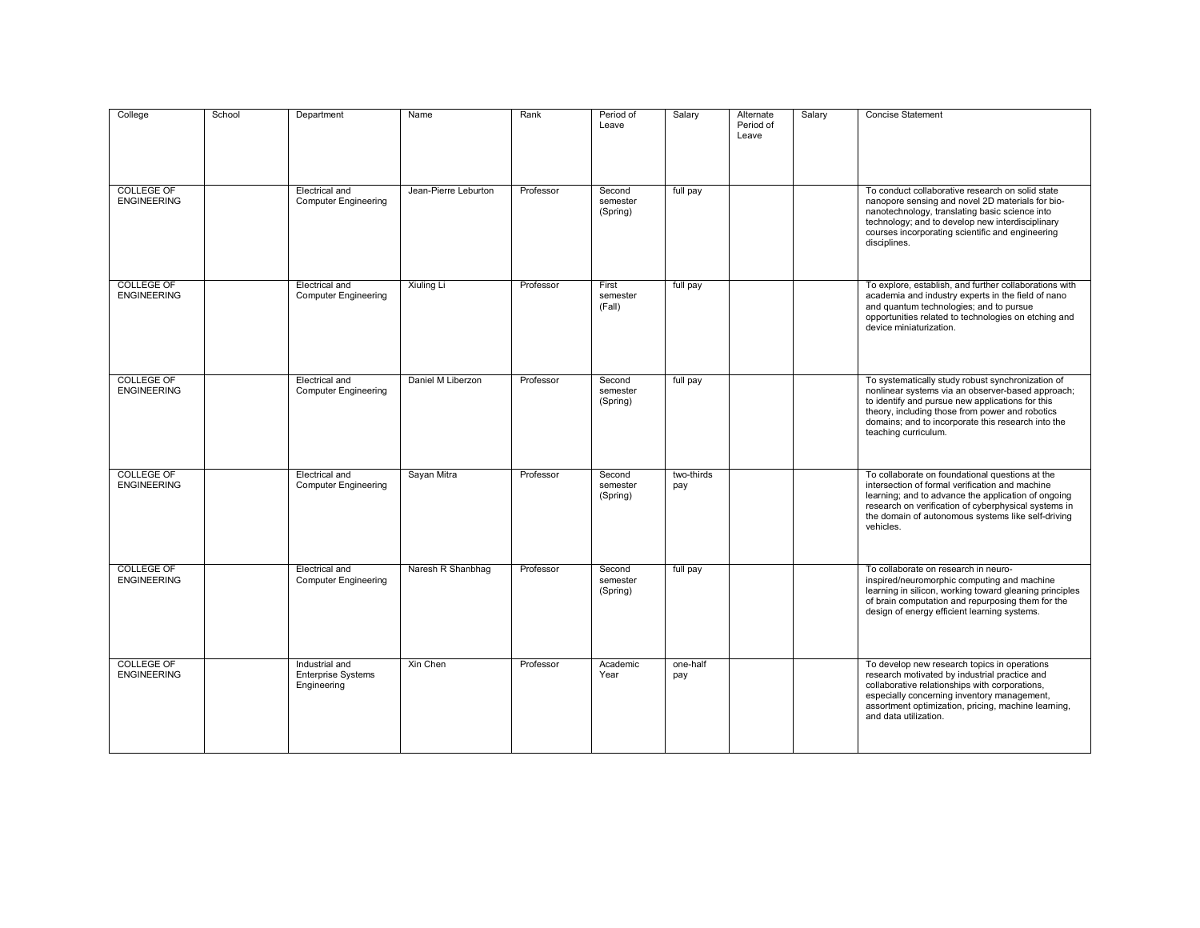| College | School | Department | Name | Rank | Period of Leave | Salary | Alternate Period of Leave | Salary | Concise Statement |
|---|---|---|---|---|---|---|---|---|---|
| COLLEGE OF ENGINEERING | | Electrical and Computer Engineering | Jean-Pierre Leburton | Professor | Second semester (Spring) | full pay | | | To conduct collaborative research on solid state nanopore sensing and novel 2D materials for bio-nanotechnology, translating basic science into technology; and to develop new interdisciplinary courses incorporating scientific and engineering disciplines. |
| COLLEGE OF ENGINEERING | | Electrical and Computer Engineering | Xiuling Li | Professor | First semester (Fall) | full pay | | | To explore, establish, and further collaborations with academia and industry experts in the field of nano and quantum technologies; and to pursue opportunities related to technologies on etching and device miniaturization. |
| COLLEGE OF ENGINEERING | | Electrical and Computer Engineering | Daniel M Liberzon | Professor | Second semester (Spring) | full pay | | | To systematically study robust synchronization of nonlinear systems via an observer-based approach; to identify and pursue new applications for this theory, including those from power and robotics domains; and to incorporate this research into the teaching curriculum. |
| COLLEGE OF ENGINEERING | | Electrical and Computer Engineering | Sayan Mitra | Professor | Second semester (Spring) | two-thirds pay | | | To collaborate on foundational questions at the intersection of formal verification and machine learning; and to advance the application of ongoing research on verification of cyberphysical systems in the domain of autonomous systems like self-driving vehicles. |
| COLLEGE OF ENGINEERING | | Electrical and Computer Engineering | Naresh R Shanbhag | Professor | Second semester (Spring) | full pay | | | To collaborate on research in neuro-inspired/neuromorphic computing and machine learning in silicon, working toward gleaning principles of brain computation and repurposing them for the design of energy efficient learning systems. |
| COLLEGE OF ENGINEERING | | Industrial and Enterprise Systems Engineering | Xin Chen | Professor | Academic Year | one-half pay | | | To develop new research topics in operations research motivated by industrial practice and collaborative relationships with corporations, especially concerning inventory management, assortment optimization, pricing, machine learning, and data utilization. |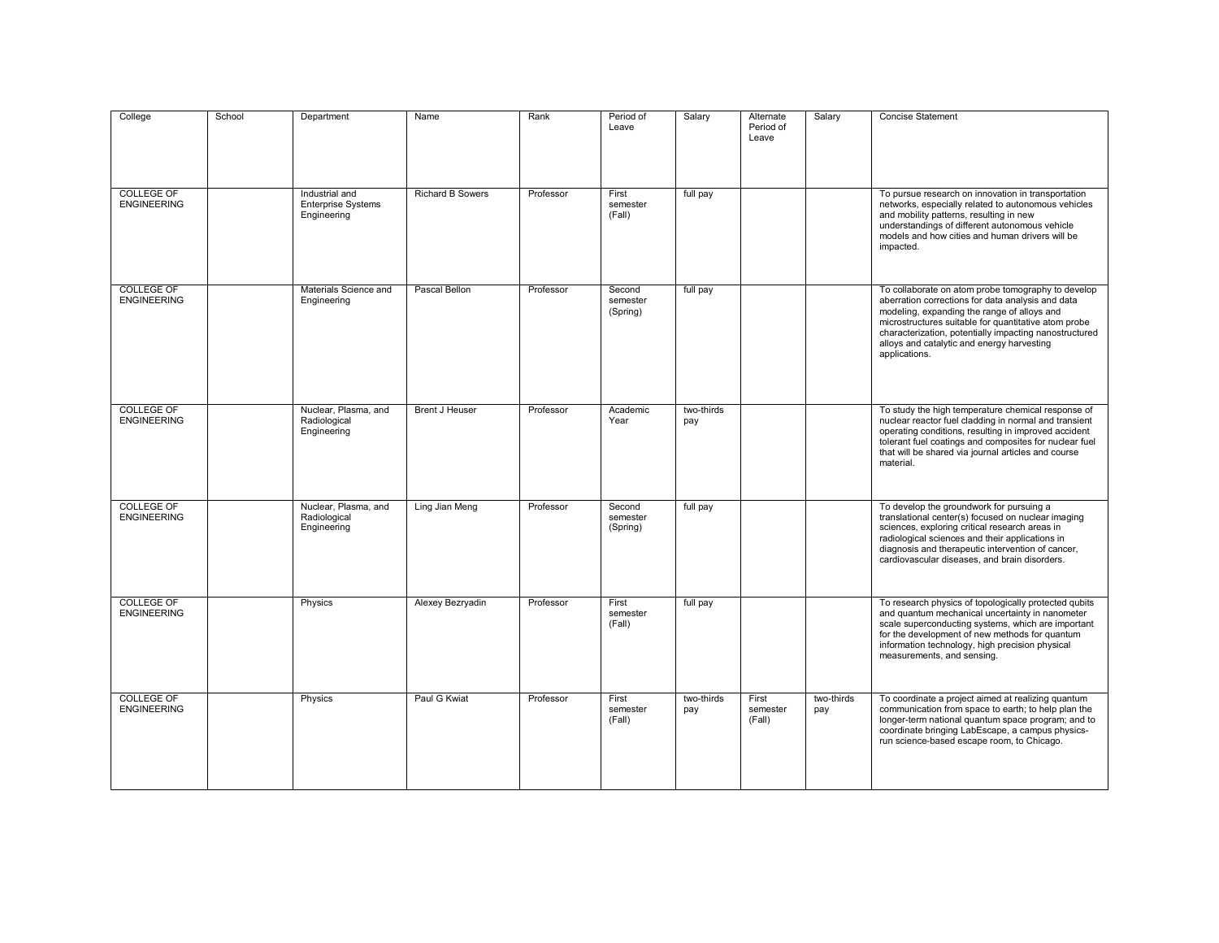| College | School | Department | Name | Rank | Period of Leave | Salary | Alternate Period of Leave | Salary | Concise Statement |
|---|---|---|---|---|---|---|---|---|---|
| COLLEGE OF ENGINEERING | | Industrial and Enterprise Systems Engineering | Richard B Sowers | Professor | First semester (Fall) | full pay | | | To pursue research on innovation in transportation networks, especially related to autonomous vehicles and mobility patterns, resulting in new understandings of different autonomous vehicle models and how cities and human drivers will be impacted. |
| COLLEGE OF ENGINEERING | | Materials Science and Engineering | Pascal Bellon | Professor | Second semester (Spring) | full pay | | | To collaborate on atom probe tomography to develop aberration corrections for data analysis and data modeling, expanding the range of alloys and microstructures suitable for quantitative atom probe characterization, potentially impacting nanostructured alloys and catalytic and energy harvesting applications. |
| COLLEGE OF ENGINEERING | | Nuclear, Plasma, and Radiological Engineering | Brent J Heuser | Professor | Academic Year | two-thirds pay | | | To study the high temperature chemical response of nuclear reactor fuel cladding in normal and transient operating conditions, resulting in improved accident tolerant fuel coatings and composites for nuclear fuel that will be shared via journal articles and course material. |
| COLLEGE OF ENGINEERING | | Nuclear, Plasma, and Radiological Engineering | Ling Jian Meng | Professor | Second semester (Spring) | full pay | | | To develop the groundwork for pursuing a translational center(s) focused on nuclear imaging sciences, exploring critical research areas in radiological sciences and their applications in diagnosis and therapeutic intervention of cancer, cardiovascular diseases, and brain disorders. |
| COLLEGE OF ENGINEERING | | Physics | Alexey Bezryadin | Professor | First semester (Fall) | full pay | | | To research physics of topologically protected qubits and quantum mechanical uncertainty in nanometer scale superconducting systems, which are important for the development of new methods for quantum information technology, high precision physical measurements, and sensing. |
| COLLEGE OF ENGINEERING | | Physics | Paul G Kwiat | Professor | First semester (Fall) | two-thirds pay | First semester (Fall) | two-thirds pay | To coordinate a project aimed at realizing quantum communication from space to earth; to help plan the longer-term national quantum space program; and to coordinate bringing LabEscape, a campus physics-run science-based escape room, to Chicago. |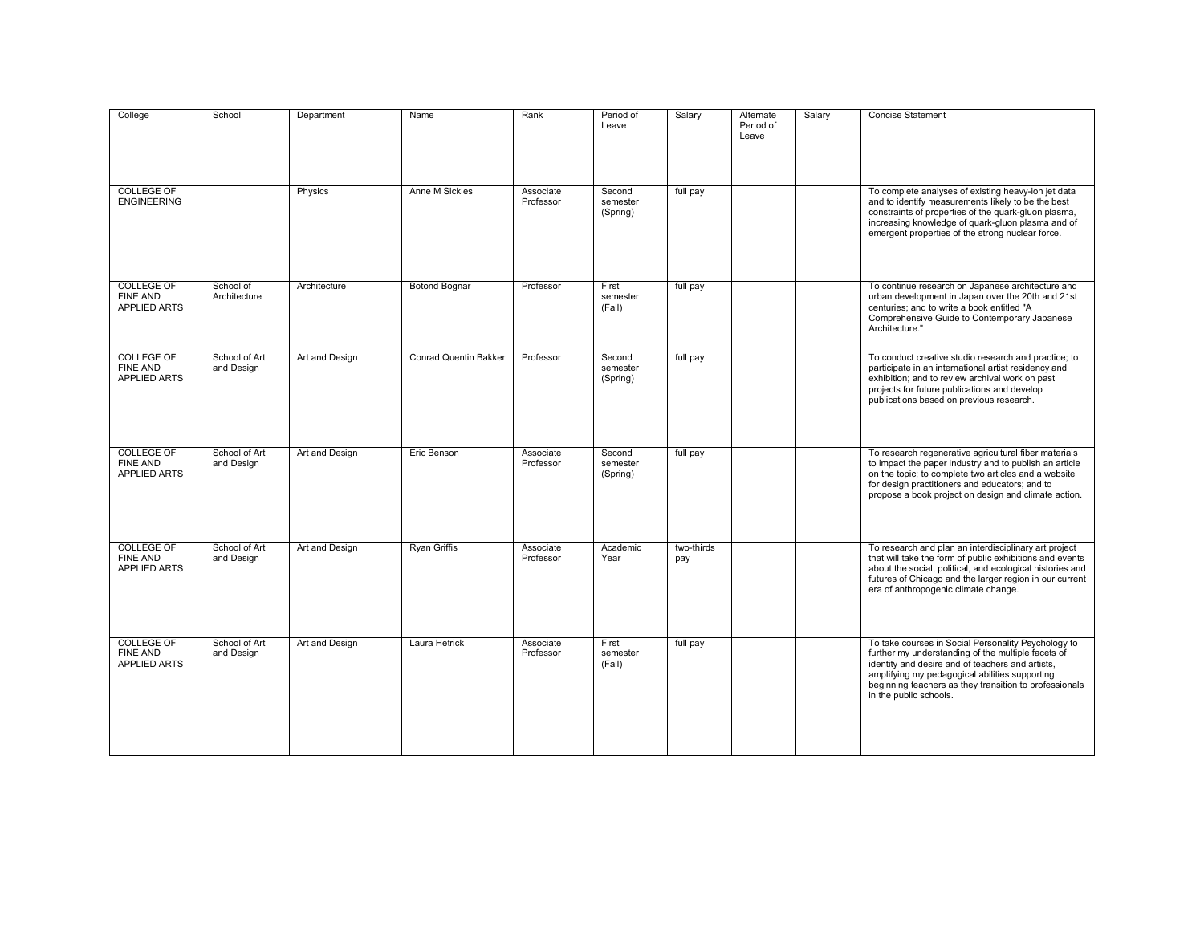| College | School | Department | Name | Rank | Period of Leave | Salary | Alternate Period of Leave | Salary | Concise Statement |
|---|---|---|---|---|---|---|---|---|---|
| COLLEGE OF ENGINEERING | | Physics | Anne M Sickles | Associate Professor | Second semester (Spring) | full pay | | | To complete analyses of existing heavy-ion jet data and to identify measurements likely to be the best constraints of properties of the quark-gluon plasma, increasing knowledge of quark-gluon plasma and of emergent properties of the strong nuclear force. |
| COLLEGE OF FINE AND APPLIED ARTS | School of Architecture | Architecture | Botond Bognar | Professor | First semester (Fall) | full pay | | | To continue research on Japanese architecture and urban development in Japan over the 20th and 21st centuries; and to write a book entitled "A Comprehensive Guide to Contemporary Japanese Architecture." |
| COLLEGE OF FINE AND APPLIED ARTS | School of Art and Design | Art and Design | Conrad Quentin Bakker | Professor | Second semester (Spring) | full pay | | | To conduct creative studio research and practice; to participate in an international artist residency and exhibition; and to review archival work on past projects for future publications and develop publications based on previous research. |
| COLLEGE OF FINE AND APPLIED ARTS | School of Art and Design | Art and Design | Eric Benson | Associate Professor | Second semester (Spring) | full pay | | | To research regenerative agricultural fiber materials to impact the paper industry and to publish an article on the topic; to complete two articles and a website for design practitioners and educators; and to propose a book project on design and climate action. |
| COLLEGE OF FINE AND APPLIED ARTS | School of Art and Design | Art and Design | Ryan Griffis | Associate Professor | Academic Year | two-thirds pay | | | To research and plan an interdisciplinary art project that will take the form of public exhibitions and events about the social, political, and ecological histories and futures of Chicago and the larger region in our current era of anthropogenic climate change. |
| COLLEGE OF FINE AND APPLIED ARTS | School of Art and Design | Art and Design | Laura Hetrick | Associate Professor | First semester (Fall) | full pay | | | To take courses in Social Personality Psychology to further my understanding of the multiple facets of identity and desire and of teachers and artists, amplifying my pedagogical abilities supporting beginning teachers as they transition to professionals in the public schools. |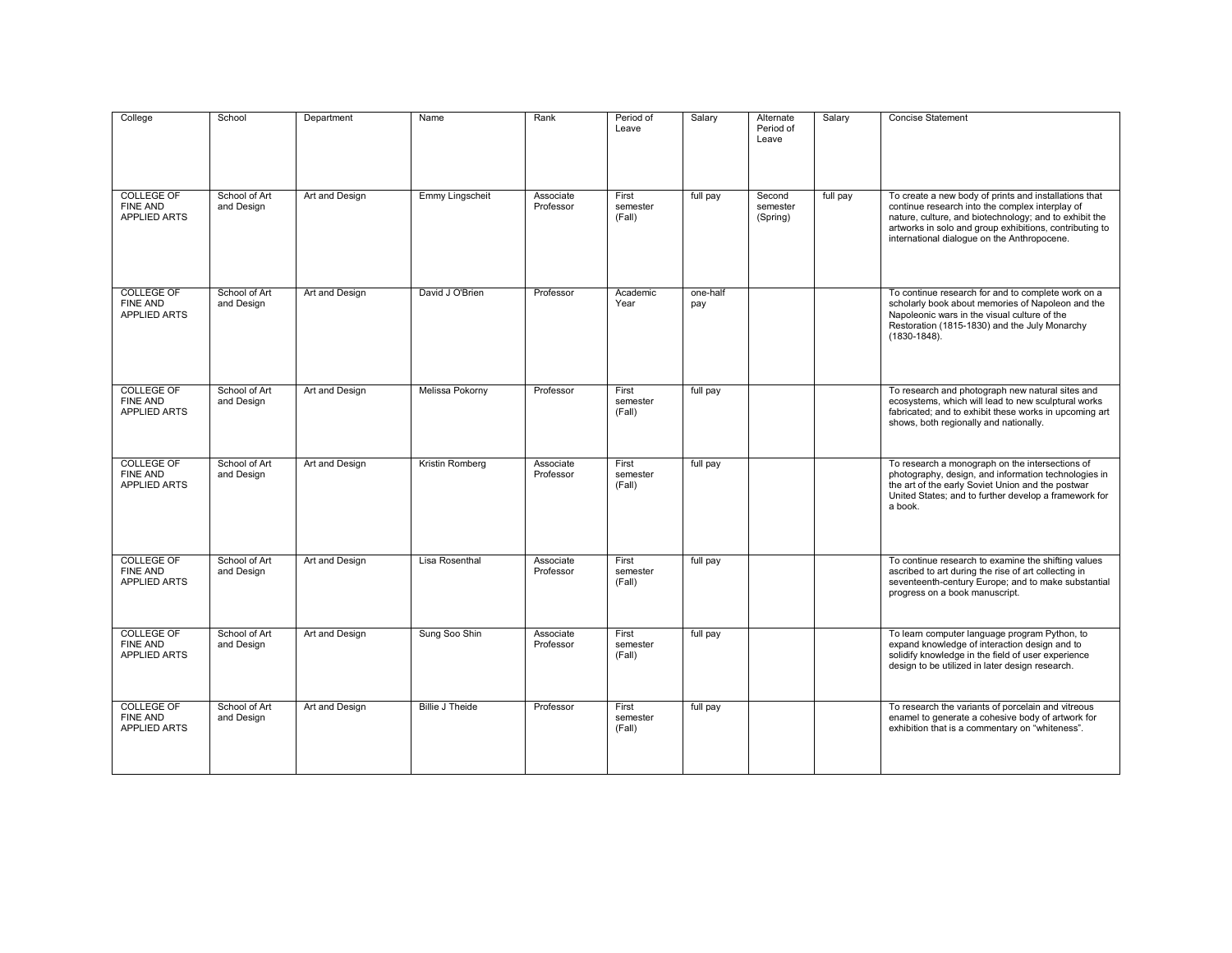| College | School | Department | Name | Rank | Period of Leave | Salary | Alternate Period of Leave | Salary | Concise Statement |
|---|---|---|---|---|---|---|---|---|---|
| COLLEGE OF FINE AND APPLIED ARTS | School of Art and Design | Art and Design | Emmy Lingscheit | Associate Professor | First semester (Fall) | full pay | Second semester (Spring) | full pay | To create a new body of prints and installations that continue research into the complex interplay of nature, culture, and biotechnology; and to exhibit the artworks in solo and group exhibitions, contributing to international dialogue on the Anthropocene. |
| COLLEGE OF FINE AND APPLIED ARTS | School of Art and Design | Art and Design | David J O'Brien | Professor | Academic Year | one-half pay | | | To continue research for and to complete work on a scholarly book about memories of Napoleon and the Napoleonic wars in the visual culture of the Restoration (1815-1830) and the July Monarchy (1830-1848). |
| COLLEGE OF FINE AND APPLIED ARTS | School of Art and Design | Art and Design | Melissa Pokorny | Professor | First semester (Fall) | full pay | | | To research and photograph new natural sites and ecosystems, which will lead to new sculptural works fabricated; and to exhibit these works in upcoming art shows, both regionally and nationally. |
| COLLEGE OF FINE AND APPLIED ARTS | School of Art and Design | Art and Design | Kristin Romberg | Associate Professor | First semester (Fall) | full pay | | | To research a monograph on the intersections of photography, design, and information technologies in the art of the early Soviet Union and the postwar United States; and to further develop a framework for a book. |
| COLLEGE OF FINE AND APPLIED ARTS | School of Art and Design | Art and Design | Lisa Rosenthal | Associate Professor | First semester (Fall) | full pay | | | To continue research to examine the shifting values ascribed to art during the rise of art collecting in seventeenth-century Europe; and to make substantial progress on a book manuscript. |
| COLLEGE OF FINE AND APPLIED ARTS | School of Art and Design | Art and Design | Sung Soo Shin | Associate Professor | First semester (Fall) | full pay | | | To learn computer language program Python, to expand knowledge of interaction design and to solidify knowledge in the field of user experience design to be utilized in later design research. |
| COLLEGE OF FINE AND APPLIED ARTS | School of Art and Design | Art and Design | Billie J Theide | Professor | First semester (Fall) | full pay | | | To research the variants of porcelain and vitreous enamel to generate a cohesive body of artwork for exhibition that is a commentary on "whiteness". |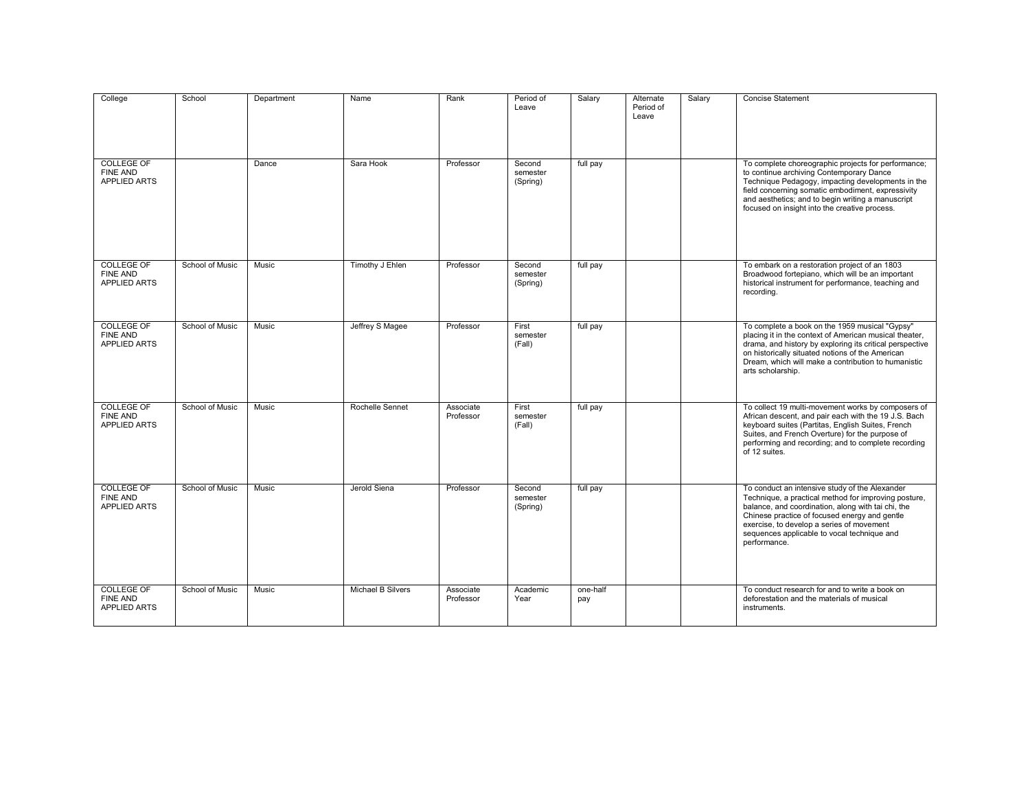| College | School | Department | Name | Rank | Period of Leave | Salary | Alternate Period of Leave | Salary | Concise Statement |
|---|---|---|---|---|---|---|---|---|---|
| COLLEGE OF FINE AND APPLIED ARTS | | Dance | Sara Hook | Professor | Second semester (Spring) | full pay | | | To complete choreographic projects for performance; to continue archiving Contemporary Dance Technique Pedagogy, impacting developments in the field concerning somatic embodiment, expressivity and aesthetics; and to begin writing a manuscript focused on insight into the creative process. |
| COLLEGE OF FINE AND APPLIED ARTS | School of Music | Music | Timothy J Ehlen | Professor | Second semester (Spring) | full pay | | | To embark on a restoration project of an 1803 Broadwood fortepiano, which will be an important historical instrument for performance, teaching and recording. |
| COLLEGE OF FINE AND APPLIED ARTS | School of Music | Music | Jeffrey S Magee | Professor | First semester (Fall) | full pay | | | To complete a book on the 1959 musical "Gypsy" placing it in the context of American musical theater, drama, and history by exploring its critical perspective on historically situated notions of the American Dream, which will make a contribution to humanistic arts scholarship. |
| COLLEGE OF FINE AND APPLIED ARTS | School of Music | Music | Rochelle Sennet | Associate Professor | First semester (Fall) | full pay | | | To collect 19 multi-movement works by composers of African descent, and pair each with the 19 J.S. Bach keyboard suites (Partitas, English Suites, French Suites, and French Overture) for the purpose of performing and recording; and to complete recording of 12 suites. |
| COLLEGE OF FINE AND APPLIED ARTS | School of Music | Music | Jerold Siena | Professor | Second semester (Spring) | full pay | | | To conduct an intensive study of the Alexander Technique, a practical method for improving posture, balance, and coordination, along with tai chi, the Chinese practice of focused energy and gentle exercise, to develop a series of movement sequences applicable to vocal technique and performance. |
| COLLEGE OF FINE AND APPLIED ARTS | School of Music | Music | Michael B Silvers | Associate Professor | Academic Year | one-half pay | | | To conduct research for and to write a book on deforestation and the materials of musical instruments. |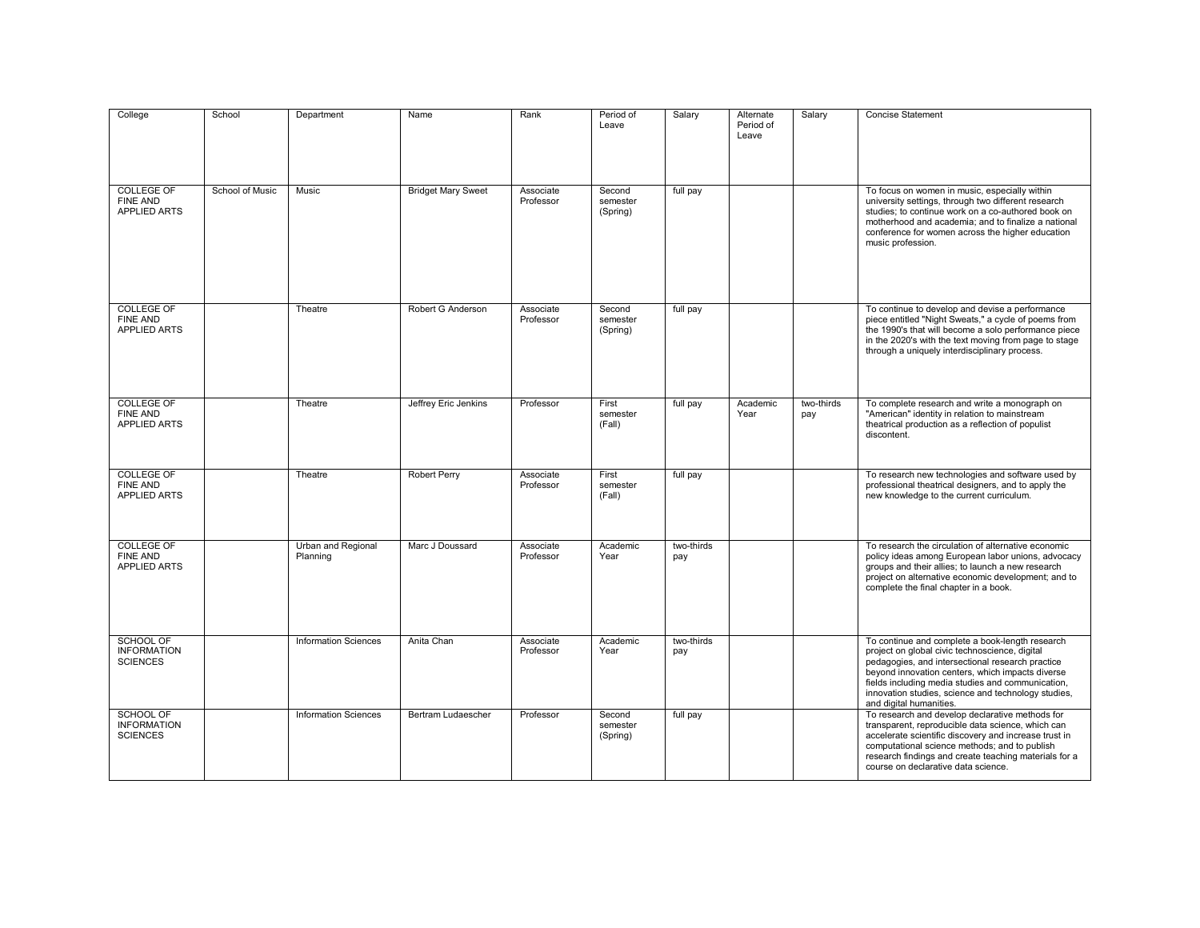| College | School | Department | Name | Rank | Period of Leave | Salary | Alternate Period of Leave | Salary | Concise Statement |
|---|---|---|---|---|---|---|---|---|---|
| COLLEGE OF FINE AND APPLIED ARTS | School of Music | Music | Bridget Mary Sweet | Associate Professor | Second semester (Spring) | full pay | | | To focus on women in music, especially within university settings, through two different research studies; to continue work on a co-authored book on motherhood and academia; and to finalize a national conference for women across the higher education music profession. |
| COLLEGE OF FINE AND APPLIED ARTS | | Theatre | Robert G Anderson | Associate Professor | Second semester (Spring) | full pay | | | To continue to develop and devise a performance piece entitled "Night Sweats," a cycle of poems from the 1990's that will become a solo performance piece in the 2020's with the text moving from page to stage through a uniquely interdisciplinary process. |
| COLLEGE OF FINE AND APPLIED ARTS | | Theatre | Jeffrey Eric Jenkins | Professor | First semester (Fall) | full pay | Academic Year | two-thirds pay | To complete research and write a monograph on "American" identity in relation to mainstream theatrical production as a reflection of populist discontent. |
| COLLEGE OF FINE AND APPLIED ARTS | | Theatre | Robert Perry | Associate Professor | First semester (Fall) | full pay | | | To research new technologies and software used by professional theatrical designers, and to apply the new knowledge to the current curriculum. |
| COLLEGE OF FINE AND APPLIED ARTS | | Urban and Regional Planning | Marc J Doussard | Associate Professor | Academic Year | two-thirds pay | | | To research the circulation of alternative economic policy ideas among European labor unions, advocacy groups and their allies; to launch a new research project on alternative economic development; and to complete the final chapter in a book. |
| SCHOOL OF INFORMATION SCIENCES | | Information Sciences | Anita Chan | Associate Professor | Academic Year | two-thirds pay | | | To continue and complete a book-length research project on global civic technoscience, digital pedagogies, and intersectional research practice beyond innovation centers, which impacts diverse fields including media studies and communication, innovation studies, science and technology studies, and digital humanities. |
| SCHOOL OF INFORMATION SCIENCES | | Information Sciences | Bertram Ludaescher | Professor | Second semester (Spring) | full pay | | | To research and develop declarative methods for transparent, reproducible data science, which can accelerate scientific discovery and increase trust in computational science methods; and to publish research findings and create teaching materials for a course on declarative data science. |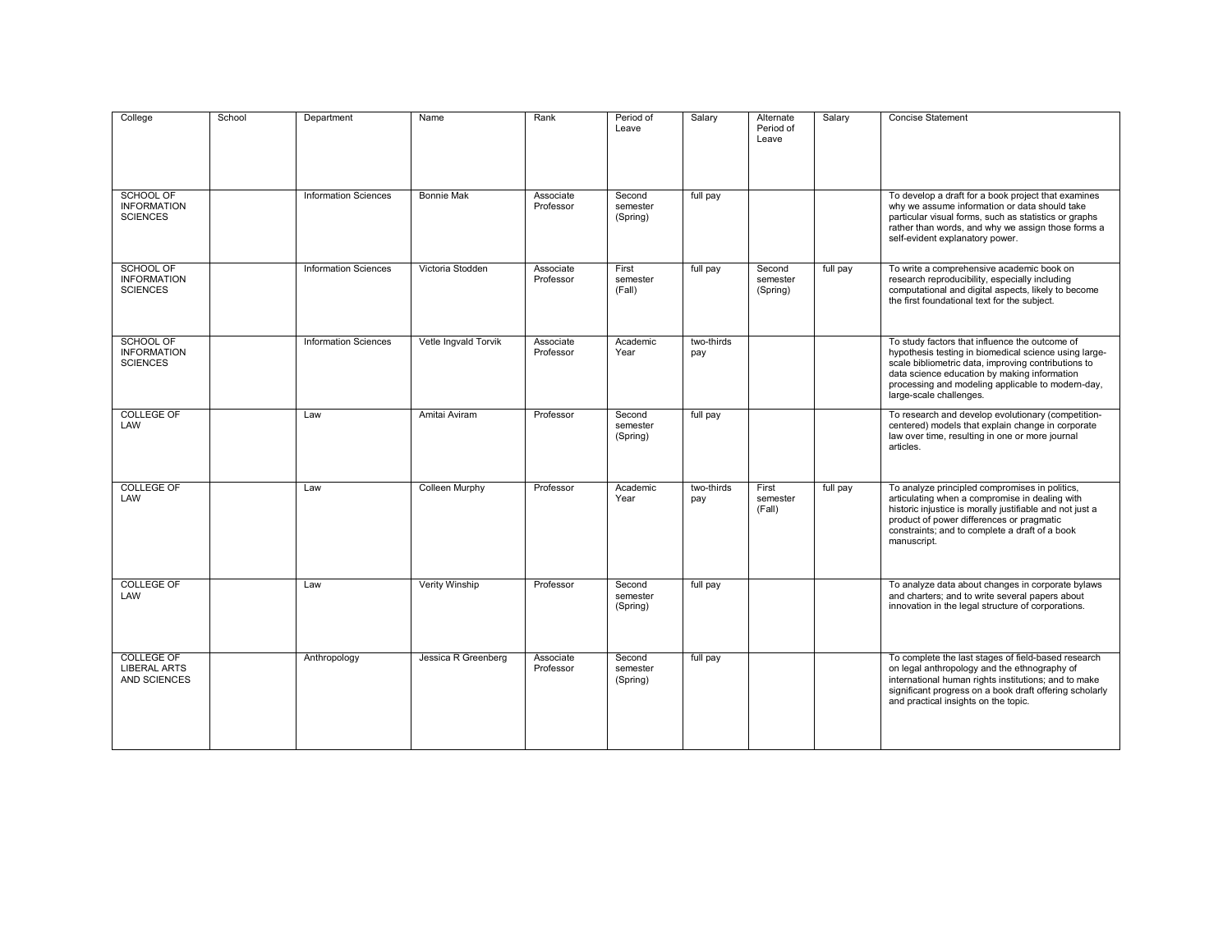| College | School | Department | Name | Rank | Period of Leave | Salary | Alternate Period of Leave | Salary | Concise Statement |
|---|---|---|---|---|---|---|---|---|---|
| SCHOOL OF INFORMATION SCIENCES | | Information Sciences | Bonnie Mak | Associate Professor | Second semester (Spring) | full pay | | | To develop a draft for a book project that examines why we assume information or data should take particular visual forms, such as statistics or graphs rather than words, and why we assign those forms a self-evident explanatory power. |
| SCHOOL OF INFORMATION SCIENCES | | Information Sciences | Victoria Stodden | Associate Professor | First semester (Fall) | full pay | Second semester (Spring) | full pay | To write a comprehensive academic book on research reproducibility, especially including computational and digital aspects, likely to become the first foundational text for the subject. |
| SCHOOL OF INFORMATION SCIENCES | | Information Sciences | Vetle Ingvald Torvik | Associate Professor | Academic Year | two-thirds pay | | | To study factors that influence the outcome of hypothesis testing in biomedical science using large-scale bibliometric data, improving contributions to data science education by making information processing and modeling applicable to modern-day, large-scale challenges. |
| COLLEGE OF LAW | | Law | Amitai Aviram | Professor | Second semester (Spring) | full pay | | | To research and develop evolutionary (competition-centered) models that explain change in corporate law over time, resulting in one or more journal articles. |
| COLLEGE OF LAW | | Law | Colleen Murphy | Professor | Academic Year | two-thirds pay | First semester (Fall) | full pay | To analyze principled compromises in politics, articulating when a compromise in dealing with historic injustice is morally justifiable and not just a product of power differences or pragmatic constraints; and to complete a draft of a book manuscript. |
| COLLEGE OF LAW | | Law | Verity Winship | Professor | Second semester (Spring) | full pay | | | To analyze data about changes in corporate bylaws and charters; and to write several papers about innovation in the legal structure of corporations. |
| COLLEGE OF LIBERAL ARTS AND SCIENCES | | Anthropology | Jessica R Greenberg | Associate Professor | Second semester (Spring) | full pay | | | To complete the last stages of field-based research on legal anthropology and the ethnography of international human rights institutions; and to make significant progress on a book draft offering scholarly and practical insights on the topic. |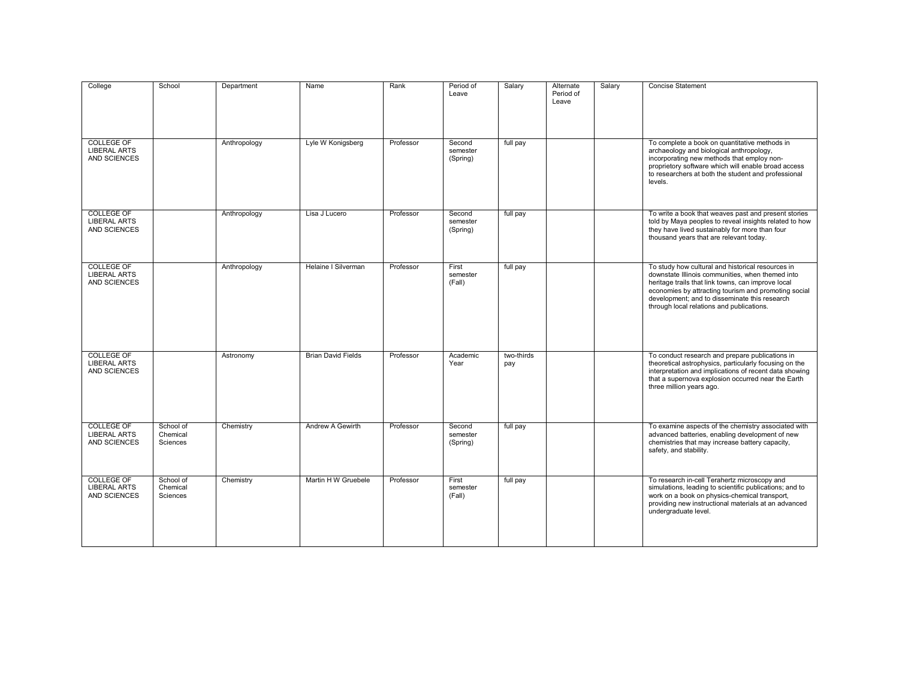| College | School | Department | Name | Rank | Period of Leave | Salary | Alternate Period of Leave | Salary | Concise Statement |
|---|---|---|---|---|---|---|---|---|---|
| COLLEGE OF LIBERAL ARTS AND SCIENCES | | Anthropology | Lyle W Konigsberg | Professor | Second semester (Spring) | full pay | | | To complete a book on quantitative methods in archaeology and biological anthropology, incorporating new methods that employ non-proprietory software which will enable broad access to researchers at both the student and professional levels. |
| COLLEGE OF LIBERAL ARTS AND SCIENCES | | Anthropology | Lisa J Lucero | Professor | Second semester (Spring) | full pay | | | To write a book that weaves past and present stories told by Maya peoples to reveal insights related to how they have lived sustainably for more than four thousand years that are relevant today. |
| COLLEGE OF LIBERAL ARTS AND SCIENCES | | Anthropology | Helaine I Silverman | Professor | First semester (Fall) | full pay | | | To study how cultural and historical resources in downstate Illinois communities, when themed into heritage trails that link towns, can improve local economies by attracting tourism and promoting social development; and to disseminate this research through local relations and publications. |
| COLLEGE OF LIBERAL ARTS AND SCIENCES | | Astronomy | Brian David Fields | Professor | Academic Year | two-thirds pay | | | To conduct research and prepare publications in theoretical astrophysics, particularly focusing on the interpretation and implications of recent data showing that a supernova explosion occurred near the Earth three million years ago. |
| COLLEGE OF LIBERAL ARTS AND SCIENCES | School of Chemical Sciences | Chemistry | Andrew A Gewirth | Professor | Second semester (Spring) | full pay | | | To examine aspects of the chemistry associated with advanced batteries, enabling development of new chemistries that may increase battery capacity, safety, and stability. |
| COLLEGE OF LIBERAL ARTS AND SCIENCES | School of Chemical Sciences | Chemistry | Martin H W Gruebele | Professor | First semester (Fall) | full pay | | | To research in-cell Terahertz microscopy and simulations, leading to scientific publications; and to work on a book on physics-chemical transport, providing new instructional materials at an advanced undergraduate level. |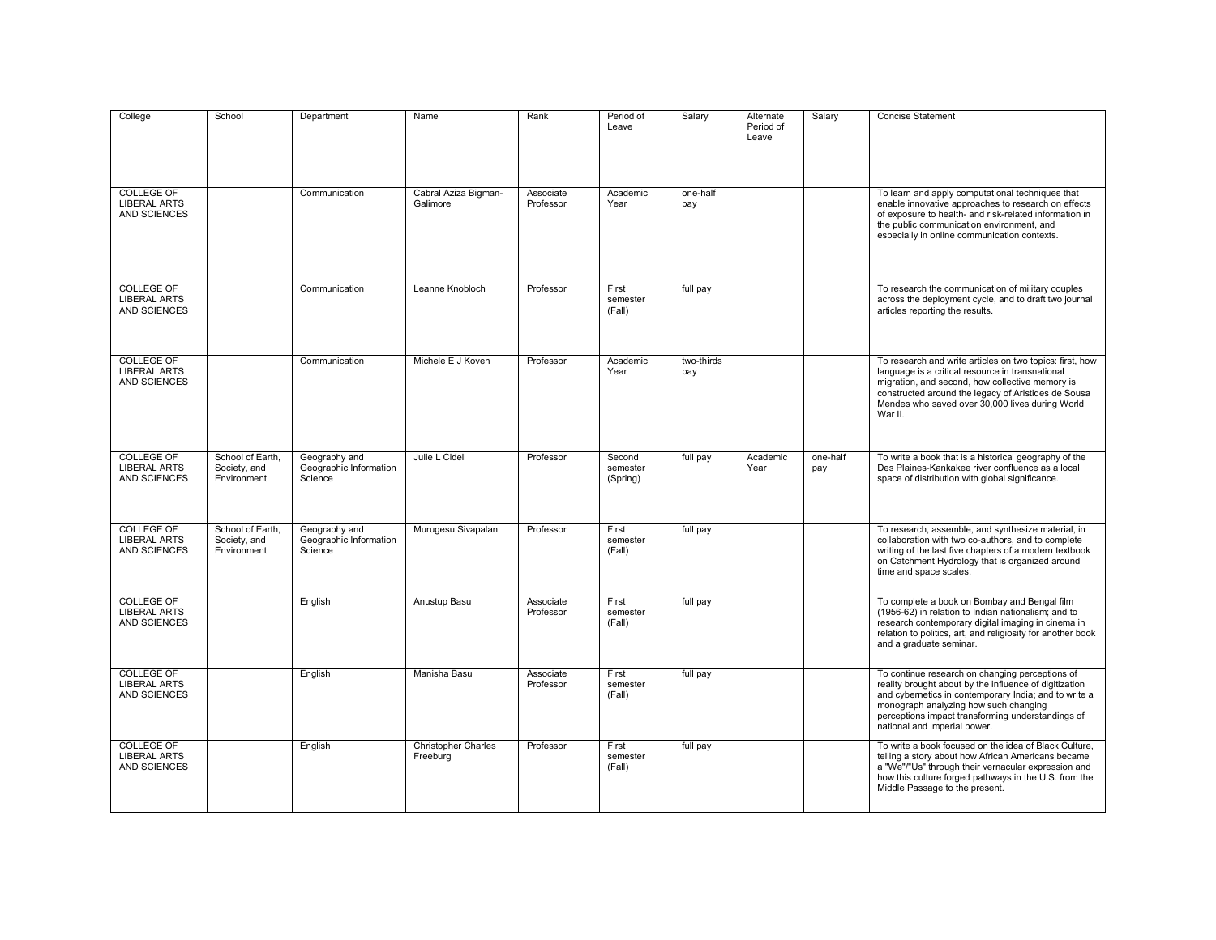| College | School | Department | Name | Rank | Period of Leave | Salary | Alternate Period of Leave | Salary | Concise Statement |
|---|---|---|---|---|---|---|---|---|---|
| COLLEGE OF LIBERAL ARTS AND SCIENCES | | Communication | Cabral Aziza Bigman-Galimore | Associate Professor | Academic Year | one-half pay | | | To learn and apply computational techniques that enable innovative approaches to research on effects of exposure to health- and risk-related information in the public communication environment, and especially in online communication contexts. |
| COLLEGE OF LIBERAL ARTS AND SCIENCES | | Communication | Leanne Knobloch | Professor | First semester (Fall) | full pay | | | To research the communication of military couples across the deployment cycle, and to draft two journal articles reporting the results. |
| COLLEGE OF LIBERAL ARTS AND SCIENCES | | Communication | Michele E J Koven | Professor | Academic Year | two-thirds pay | | | To research and write articles on two topics: first, how language is a critical resource in transnational migration, and second, how collective memory is constructed around the legacy of Aristides de Sousa Mendes who saved over 30,000 lives during World War II. |
| COLLEGE OF LIBERAL ARTS AND SCIENCES | School of Earth, Society, and Environment | Geography and Geographic Information Science | Julie L Cidell | Professor | Second semester (Spring) | full pay | Academic Year | one-half pay | To write a book that is a historical geography of the Des Plaines-Kankakee river confluence as a local space of distribution with global significance. |
| COLLEGE OF LIBERAL ARTS AND SCIENCES | School of Earth, Society, and Environment | Geography and Geographic Information Science | Murugesu Sivapalan | Professor | First semester (Fall) | full pay | | | To research, assemble, and synthesize material, in collaboration with two co-authors, and to complete writing of the last five chapters of a modern textbook on Catchment Hydrology that is organized around time and space scales. |
| COLLEGE OF LIBERAL ARTS AND SCIENCES | | English | Anustup Basu | Associate Professor | First semester (Fall) | full pay | | | To complete a book on Bombay and Bengal film (1956-62) in relation to Indian nationalism; and to research contemporary digital imaging in cinema in relation to politics, art, and religiosity for another book and a graduate seminar. |
| COLLEGE OF LIBERAL ARTS AND SCIENCES | | English | Manisha Basu | Associate Professor | First semester (Fall) | full pay | | | To continue research on changing perceptions of reality brought about by the influence of digitization and cybernetics in contemporary India; and to write a monograph analyzing how such changing perceptions impact transforming understandings of national and imperial power. |
| COLLEGE OF LIBERAL ARTS AND SCIENCES | | English | Christopher Charles Freeburg | Professor | First semester (Fall) | full pay | | | To write a book focused on the idea of Black Culture, telling a story about how African Americans became a "We"/"Us" through their vernacular expression and how this culture forged pathways in the U.S. from the Middle Passage to the present. |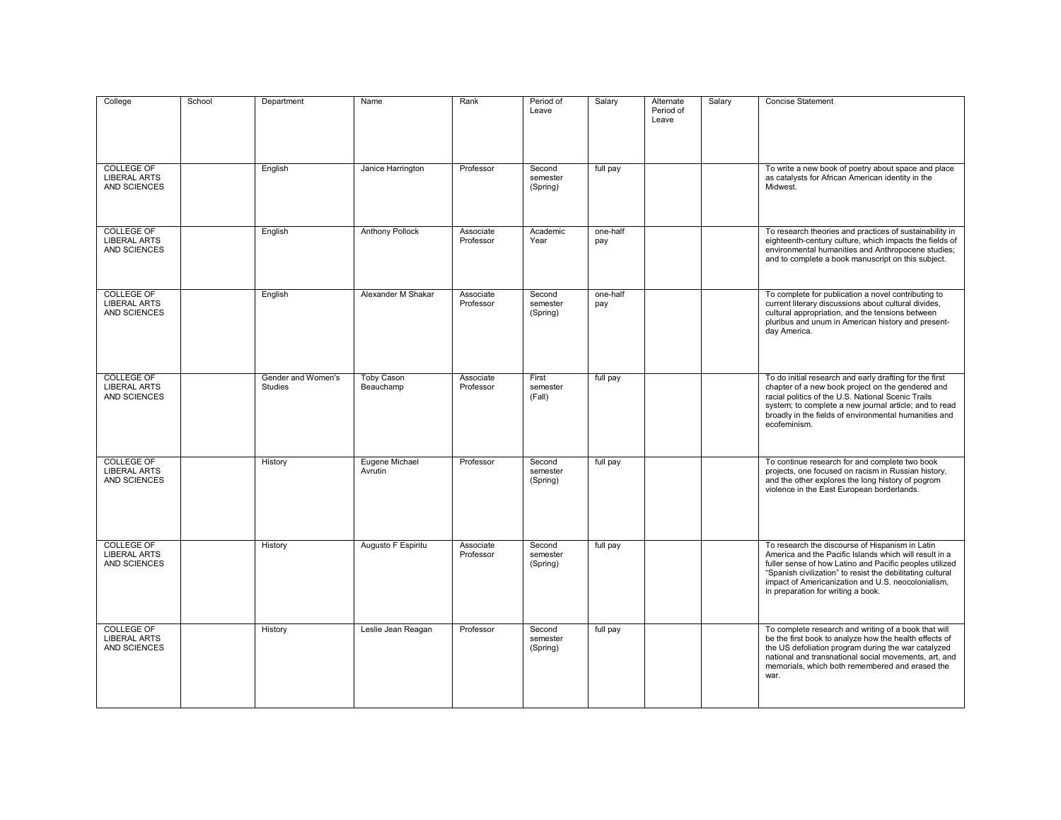| College | School | Department | Name | Rank | Period of Leave | Salary | Alternate Period of Leave | Salary | Concise Statement |
|---|---|---|---|---|---|---|---|---|---|
| COLLEGE OF LIBERAL ARTS AND SCIENCES | | English | Janice Harrington | Professor | Second semester (Spring) | full pay | | | To write a new book of poetry about space and place as catalysts for African American identity in the Midwest. |
| COLLEGE OF LIBERAL ARTS AND SCIENCES | | English | Anthony Pollock | Associate Professor | Academic Year | one-half pay | | | To research theories and practices of sustainability in eighteenth-century culture, which impacts the fields of environmental humanities and Anthropocene studies; and to complete a book manuscript on this subject. |
| COLLEGE OF LIBERAL ARTS AND SCIENCES | | English | Alexander M Shakar | Associate Professor | Second semester (Spring) | one-half pay | | | To complete for publication a novel contributing to current literary discussions about cultural divides, cultural appropriation, and the tensions between pluribus and unum in American history and present-day America. |
| COLLEGE OF LIBERAL ARTS AND SCIENCES | | Gender and Women's Studies | Toby Cason Beauchamp | Associate Professor | First semester (Fall) | full pay | | | To do initial research and early drafting for the first chapter of a new book project on the gendered and racial politics of the U.S. National Scenic Trails system; to complete a new journal article; and to read broadly in the fields of environmental humanities and ecofeminism. |
| COLLEGE OF LIBERAL ARTS AND SCIENCES | | History | Eugene Michael Avrutin | Professor | Second semester (Spring) | full pay | | | To continue research for and complete two book projects, one focused on racism in Russian history, and the other explores the long history of pogrom violence in the East European borderlands. |
| COLLEGE OF LIBERAL ARTS AND SCIENCES | | History | Augusto F Espiritu | Associate Professor | Second semester (Spring) | full pay | | | To research the discourse of Hispanism in Latin America and the Pacific Islands which will result in a fuller sense of how Latino and Pacific peoples utilized "Spanish civilization" to resist the debilitating cultural impact of Americanization and U.S. neocolonialism, in preparation for writing a book. |
| COLLEGE OF LIBERAL ARTS AND SCIENCES | | History | Leslie Jean Reagan | Professor | Second semester (Spring) | full pay | | | To complete research and writing of a book that will be the first book to analyze how the health effects of the US defoliation program during the war catalyzed national and transnational social movements, art, and memorials, which both remembered and erased the war. |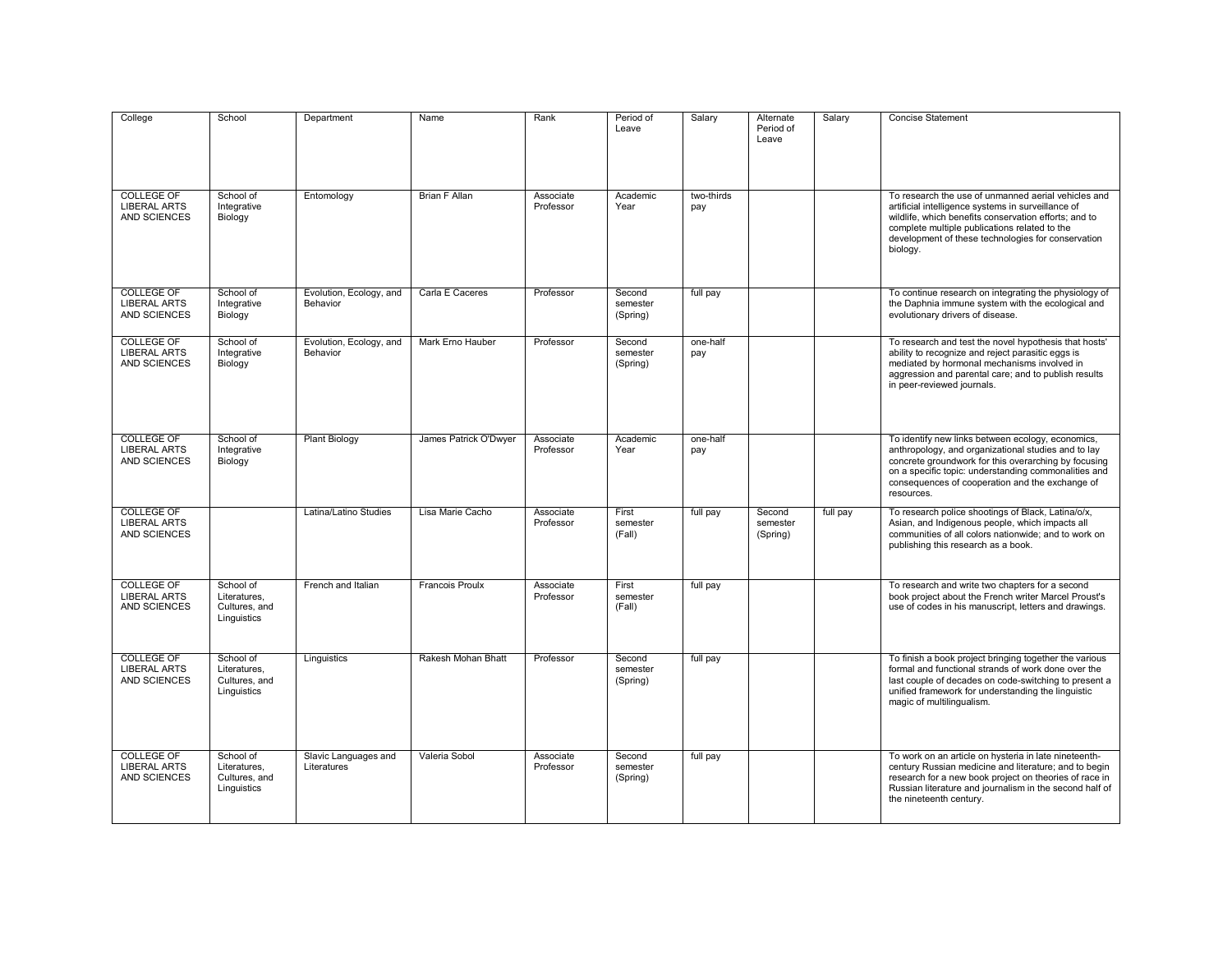| College | School | Department | Name | Rank | Period of Leave | Salary | Alternate Period of Leave | Salary | Concise Statement |
|---|---|---|---|---|---|---|---|---|---|
| COLLEGE OF LIBERAL ARTS AND SCIENCES | School of Integrative Biology | Entomology | Brian F Allan | Associate Professor | Academic Year | two-thirds pay | | | To research the use of unmanned aerial vehicles and artificial intelligence systems in surveillance of wildlife, which benefits conservation efforts; and to complete multiple publications related to the development of these technologies for conservation biology. |
| COLLEGE OF LIBERAL ARTS AND SCIENCES | School of Integrative Biology | Evolution, Ecology, and Behavior | Carla E Caceres | Professor | Second semester (Spring) | full pay | | | To continue research on integrating the physiology of the Daphnia immune system with the ecological and evolutionary drivers of disease. |
| COLLEGE OF LIBERAL ARTS AND SCIENCES | School of Integrative Biology | Evolution, Ecology, and Behavior | Mark Erno Hauber | Professor | Second semester (Spring) | one-half pay | | | To research and test the novel hypothesis that hosts' ability to recognize and reject parasitic eggs is mediated by hormonal mechanisms involved in aggression and parental care; and to publish results in peer-reviewed journals. |
| COLLEGE OF LIBERAL ARTS AND SCIENCES | School of Integrative Biology | Plant Biology | James Patrick O'Dwyer | Associate Professor | Academic Year | one-half pay | | | To identify new links between ecology, economics, anthropology, and organizational studies and to lay concrete groundwork for this overarching by focusing on a specific topic: understanding commonalities and consequences of cooperation and the exchange of resources. |
| COLLEGE OF LIBERAL ARTS AND SCIENCES | | Latina/Latino Studies | Lisa Marie Cacho | Associate Professor | First semester (Fall) | full pay | Second semester (Spring) | full pay | To research police shootings of Black, Latina/o/x, Asian, and Indigenous people, which impacts all communities of all colors nationwide; and to work on publishing this research as a book. |
| COLLEGE OF LIBERAL ARTS AND SCIENCES | School of Literatures, Cultures, and Linguistics | French and Italian | Francois Proulx | Associate Professor | First semester (Fall) | full pay | | | To research and write two chapters for a second book project about the French writer Marcel Proust's use of codes in his manuscript, letters and drawings. |
| COLLEGE OF LIBERAL ARTS AND SCIENCES | School of Literatures, Cultures, and Linguistics | Linguistics | Rakesh Mohan Bhatt | Professor | Second semester (Spring) | full pay | | | To finish a book project bringing together the various formal and functional strands of work done over the last couple of decades on code-switching to present a unified framework for understanding the linguistic magic of multilingualism. |
| COLLEGE OF LIBERAL ARTS AND SCIENCES | School of Literatures, Cultures, and Linguistics | Slavic Languages and Literatures | Valeria Sobol | Associate Professor | Second semester (Spring) | full pay | | | To work on an article on hysteria in late nineteenth-century Russian medicine and literature; and to begin research for a new book project on theories of race in Russian literature and journalism in the second half of the nineteenth century. |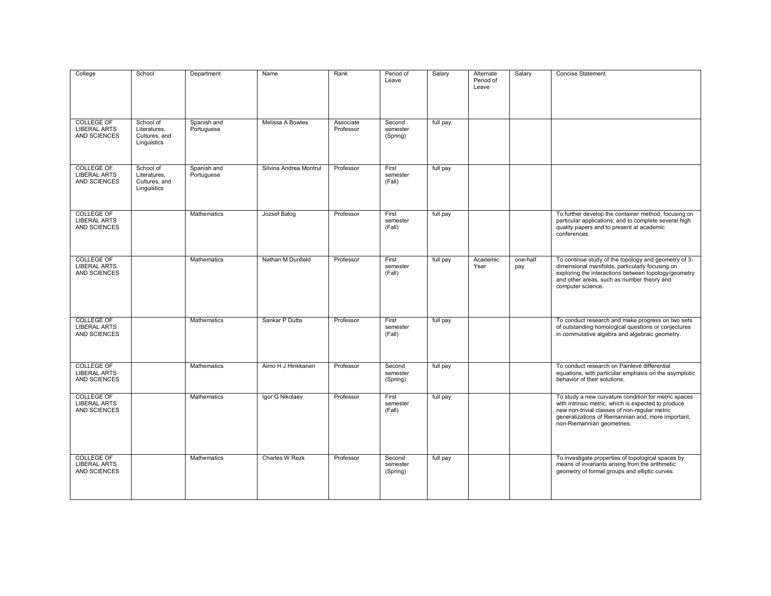| College | School | Department | Name | Rank | Period of Leave | Salary | Alternate Period of Leave | Salary | Concise Statement |
|---|---|---|---|---|---|---|---|---|---|
| COLLEGE OF LIBERAL ARTS AND SCIENCES | School of Literatures, Cultures, and Linguistics | Spanish and Portuguese | Melissa A Bowles | Associate Professor | Second semester (Spring) | full pay | | | |
| COLLEGE OF LIBERAL ARTS AND SCIENCES | School of Literatures, Cultures, and Linguistics | Spanish and Portuguese | Silvina Andrea Montrul | Professor | First semester (Fall) | full pay | | | |
| COLLEGE OF LIBERAL ARTS AND SCIENCES | | Mathematics | Jozsef Balog | Professor | First semester (Fall) | full pay | | | To further develop the container method, focusing on particular applications; and to complete several high quality papers and to present at academic conferences. |
| COLLEGE OF LIBERAL ARTS AND SCIENCES | | Mathematics | Nathan M Dunfield | Professor | First semester (Fall) | full pay | Academic Year | one-half pay | To continue study of the topology and geometry of 3-dimensional manifolds, particularly focusing on exploring the interactions between topology/geometry and other areas, such as number theory and computer science. |
| COLLEGE OF LIBERAL ARTS AND SCIENCES | | Mathematics | Sankar P Dutta | Professor | First semester (Fall) | full pay | | | To conduct research and make progress on two sets of outstanding homological questions or conjectures in commutative algebra and algebraic geometry. |
| COLLEGE OF LIBERAL ARTS AND SCIENCES | | Mathematics | Aimo H J Hinkkanen | Professor | Second semester (Spring) | full pay | | | To conduct research on Painlevé differential equations, with particular emphasis on the asymptotic behavior of their solutions. |
| COLLEGE OF LIBERAL ARTS AND SCIENCES | | Mathematics | Igor G Nikolaev | Professor | First semester (Fall) | full pay | | | To study a new curvature condition for metric spaces with intrinsic metric, which is expected to produce new non-trivial classes of non-regular metric generalizations of Riemannian and, more important, non-Riemannian geometries. |
| COLLEGE OF LIBERAL ARTS AND SCIENCES | | Mathematics | Charles W Rezk | Professor | Second semester (Spring) | full pay | | | To investigate properties of topological spaces by means of invariants arising from the arithmetic geometry of formal groups and elliptic curves. |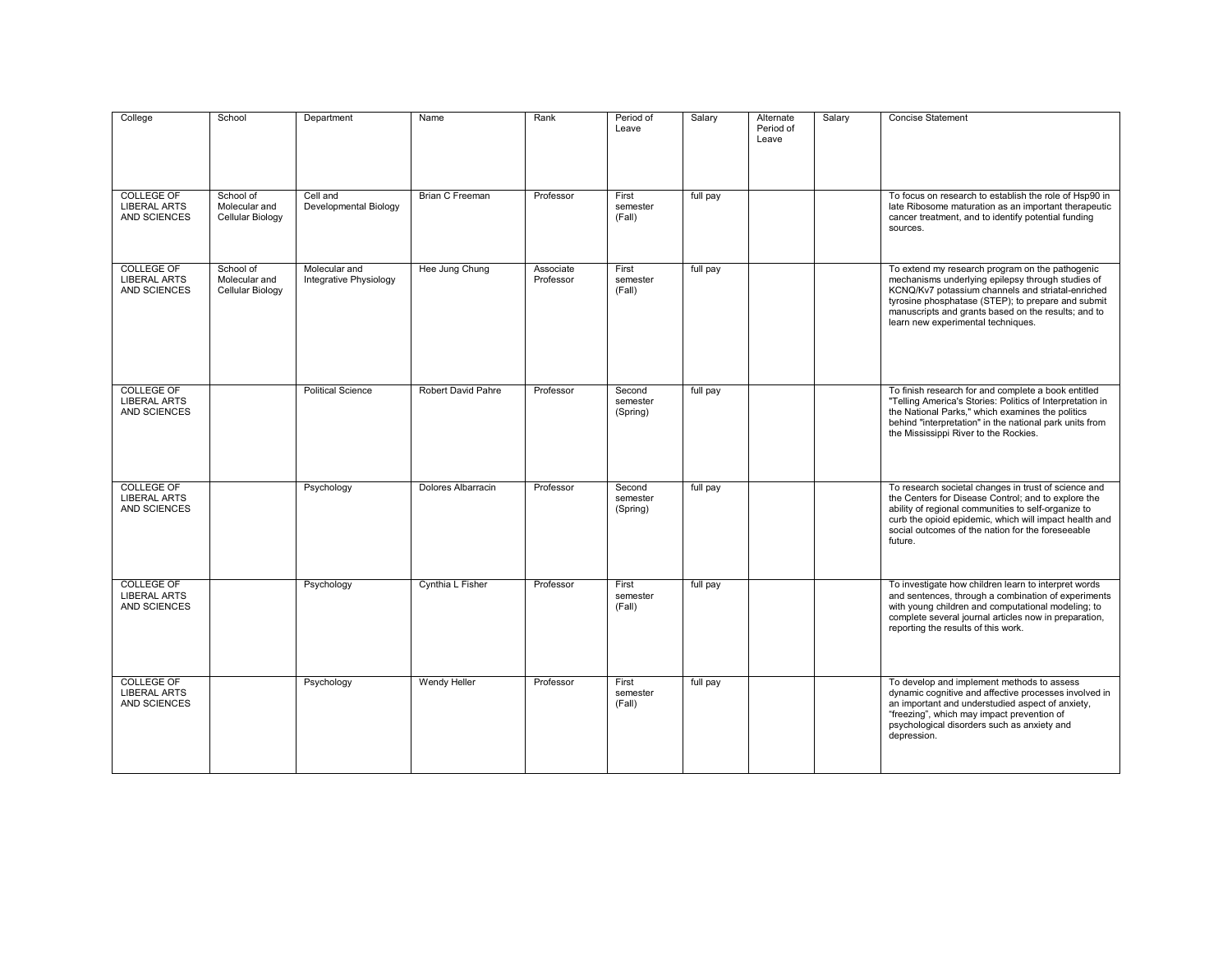| College | School | Department | Name | Rank | Period of Leave | Salary | Alternate Period of Leave | Salary | Concise Statement |
|---|---|---|---|---|---|---|---|---|---|
| COLLEGE OF LIBERAL ARTS AND SCIENCES | School of Molecular and Cellular Biology | Cell and Developmental Biology | Brian C Freeman | Professor | First semester (Fall) | full pay | | | To focus on research to establish the role of Hsp90 in late Ribosome maturation as an important therapeutic cancer treatment, and to identify potential funding sources. |
| COLLEGE OF LIBERAL ARTS AND SCIENCES | School of Molecular and Cellular Biology | Molecular and Integrative Physiology | Hee Jung Chung | Associate Professor | First semester (Fall) | full pay | | | To extend my research program on the pathogenic mechanisms underlying epilepsy through studies of KCNQ/Kv7 potassium channels and striatal-enriched tyrosine phosphatase (STEP); to prepare and submit manuscripts and grants based on the results; and to learn new experimental techniques. |
| COLLEGE OF LIBERAL ARTS AND SCIENCES | | Political Science | Robert David Pahre | Professor | Second semester (Spring) | full pay | | | To finish research for and complete a book entitled "Telling America's Stories: Politics of Interpretation in the National Parks," which examines the politics behind "interpretation" in the national park units from the Mississippi River to the Rockies. |
| COLLEGE OF LIBERAL ARTS AND SCIENCES | | Psychology | Dolores Albarracin | Professor | Second semester (Spring) | full pay | | | To research societal changes in trust of science and the Centers for Disease Control; and to explore the ability of regional communities to self-organize to curb the opioid epidemic, which will impact health and social outcomes of the nation for the foreseeable future. |
| COLLEGE OF LIBERAL ARTS AND SCIENCES | | Psychology | Cynthia L Fisher | Professor | First semester (Fall) | full pay | | | To investigate how children learn to interpret words and sentences, through a combination of experiments with young children and computational modeling; to complete several journal articles now in preparation, reporting the results of this work. |
| COLLEGE OF LIBERAL ARTS AND SCIENCES | | Psychology | Wendy Heller | Professor | First semester (Fall) | full pay | | | To develop and implement methods to assess dynamic cognitive and affective processes involved in an important and understudied aspect of anxiety, "freezing", which may impact prevention of psychological disorders such as anxiety and depression. |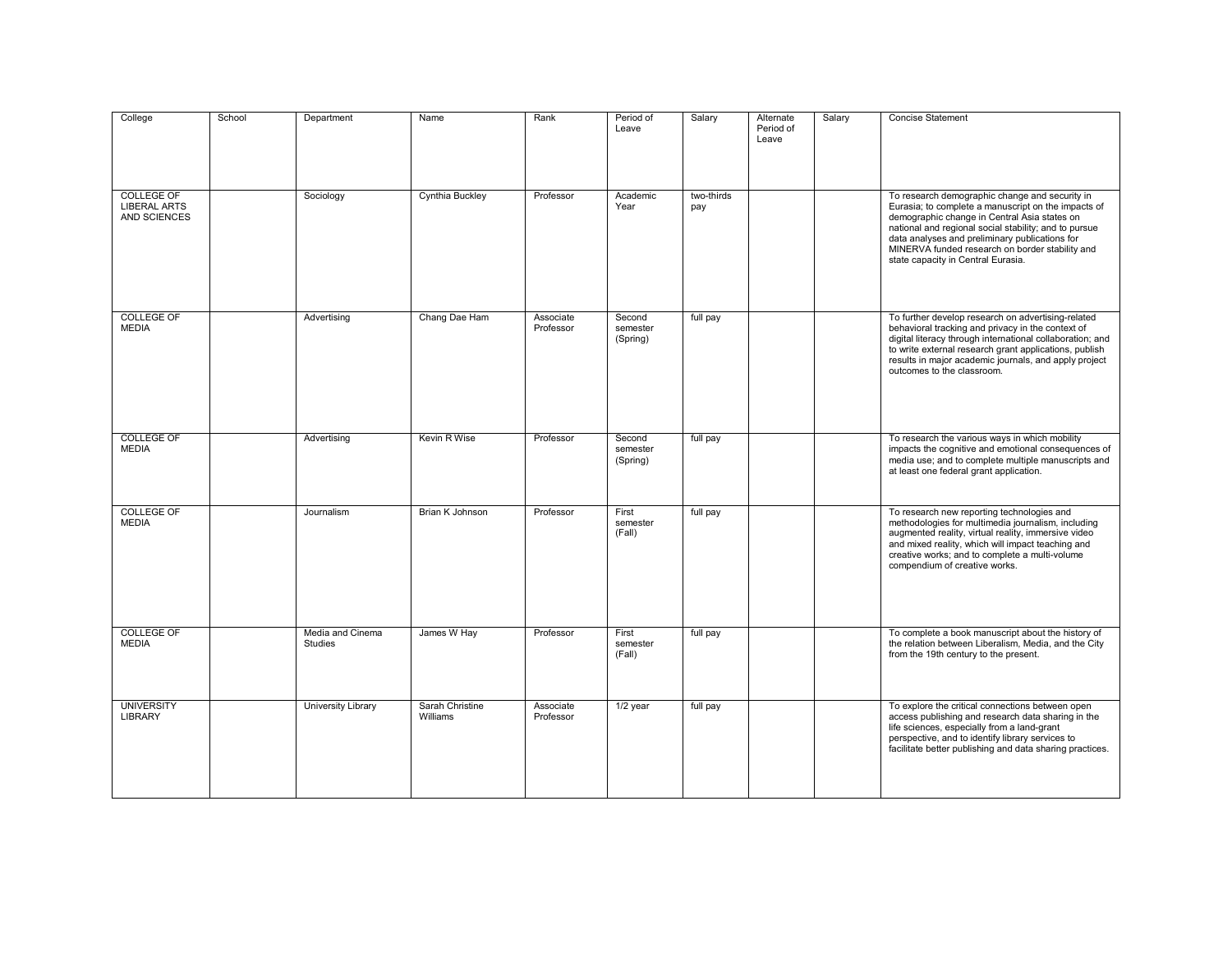| College | School | Department | Name | Rank | Period of Leave | Salary | Alternate Period of Leave | Salary | Concise Statement |
|---|---|---|---|---|---|---|---|---|---|
| COLLEGE OF LIBERAL ARTS AND SCIENCES | | Sociology | Cynthia Buckley | Professor | Academic Year | two-thirds pay | | | To research demographic change and security in Eurasia; to complete a manuscript on the impacts of demographic change in Central Asia states on national and regional social stability; and to pursue data analyses and preliminary publications for MINERVA funded research on border stability and state capacity in Central Eurasia. |
| COLLEGE OF MEDIA | | Advertising | Chang Dae Ham | Associate Professor | Second semester (Spring) | full pay | | | To further develop research on advertising-related behavioral tracking and privacy in the context of digital literacy through international collaboration; and to write external research grant applications, publish results in major academic journals, and apply project outcomes to the classroom. |
| COLLEGE OF MEDIA | | Advertising | Kevin R Wise | Professor | Second semester (Spring) | full pay | | | To research the various ways in which mobility impacts the cognitive and emotional consequences of media use; and to complete multiple manuscripts and at least one federal grant application. |
| COLLEGE OF MEDIA | | Journalism | Brian K Johnson | Professor | First semester (Fall) | full pay | | | To research new reporting technologies and methodologies for multimedia journalism, including augmented reality, virtual reality, immersive video and mixed reality, which will impact teaching and creative works; and to complete a multi-volume compendium of creative works. |
| COLLEGE OF MEDIA | | Media and Cinema Studies | James W Hay | Professor | First semester (Fall) | full pay | | | To complete a book manuscript about the history of the relation between Liberalism, Media, and the City from the 19th century to the present. |
| UNIVERSITY LIBRARY | | University Library | Sarah Christine Williams | Associate Professor | 1/2 year | full pay | | | To explore the critical connections between open access publishing and research data sharing in the life sciences, especially from a land-grant perspective, and to identify library services to facilitate better publishing and data sharing practices. |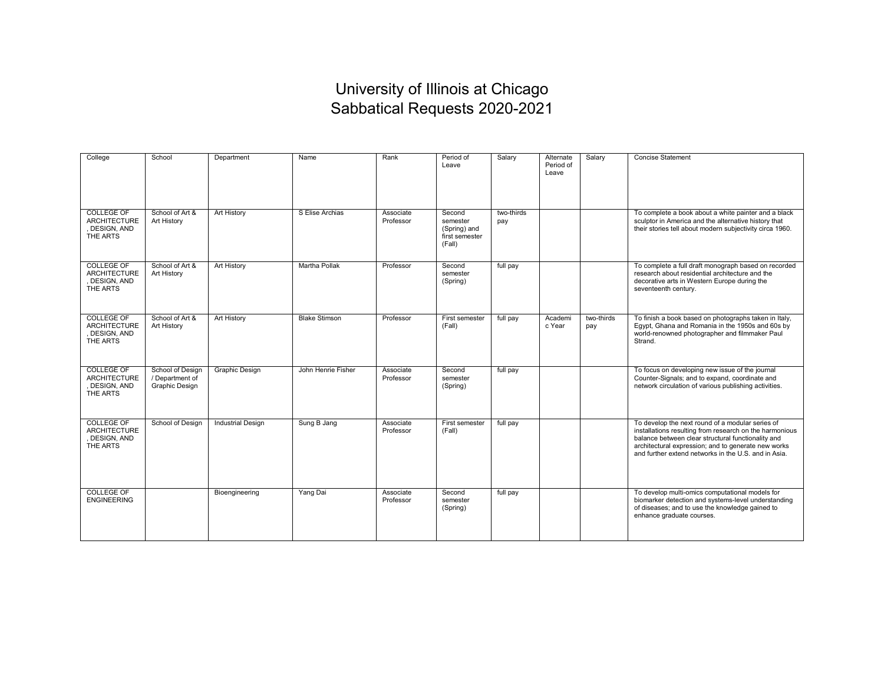# University of Illinois at Chicago
# Sabbatical Requests 2020-2021

| College | School | Department | Name | Rank | Period of Leave | Salary | Alternate Period of Leave | Salary | Concise Statement |
|---|---|---|---|---|---|---|---|---|---|
| COLLEGE OF ARCHITECTURE, DESIGN, AND THE ARTS | School of Art & Art History | Art History | S Elise Archias | Associate Professor | Second semester (Spring) and first semester (Fall) | two-thirds pay | | | To complete a book about a white painter and a black sculptor in America and the alternative history that their stories tell about modern subjectivity circa 1960. |
| COLLEGE OF ARCHITECTURE, DESIGN, AND THE ARTS | School of Art & Art History | Art History | Martha Pollak | Professor | Second semester (Spring) | full pay | | | To complete a full draft monograph based on recorded research about residential architecture and the decorative arts in Western Europe during the seventeenth century. |
| COLLEGE OF ARCHITECTURE, DESIGN, AND THE ARTS | School of Art & Art History | Art History | Blake Stimson | Professor | First semester (Fall) | full pay | Academic Year | two-thirds pay | To finish a book based on photographs taken in Italy, Egypt, Ghana and Romania in the 1950s and 60s by world-renowned photographer and filmmaker Paul Strand. |
| COLLEGE OF ARCHITECTURE, DESIGN, AND THE ARTS | School of Design / Department of Graphic Design | Graphic Design | John Henrie Fisher | Associate Professor | Second semester (Spring) | full pay | | | To focus on developing new issue of the journal Counter-Signals; and to expand, coordinate and network circulation of various publishing activities. |
| COLLEGE OF ARCHITECTURE, DESIGN, AND THE ARTS | School of Design | Industrial Design | Sung B Jang | Associate Professor | First semester (Fall) | full pay | | | To develop the next round of a modular series of installations resulting from research on the harmonious balance between clear structural functionality and architectural expression; and to generate new works and further extend networks in the U.S. and in Asia. |
| COLLEGE OF ENGINEERING | | Bioengineering | Yang Dai | Associate Professor | Second semester (Spring) | full pay | | | To develop multi-omics computational models for biomarker detection and systems-level understanding of diseases; and to use the knowledge gained to enhance graduate courses. |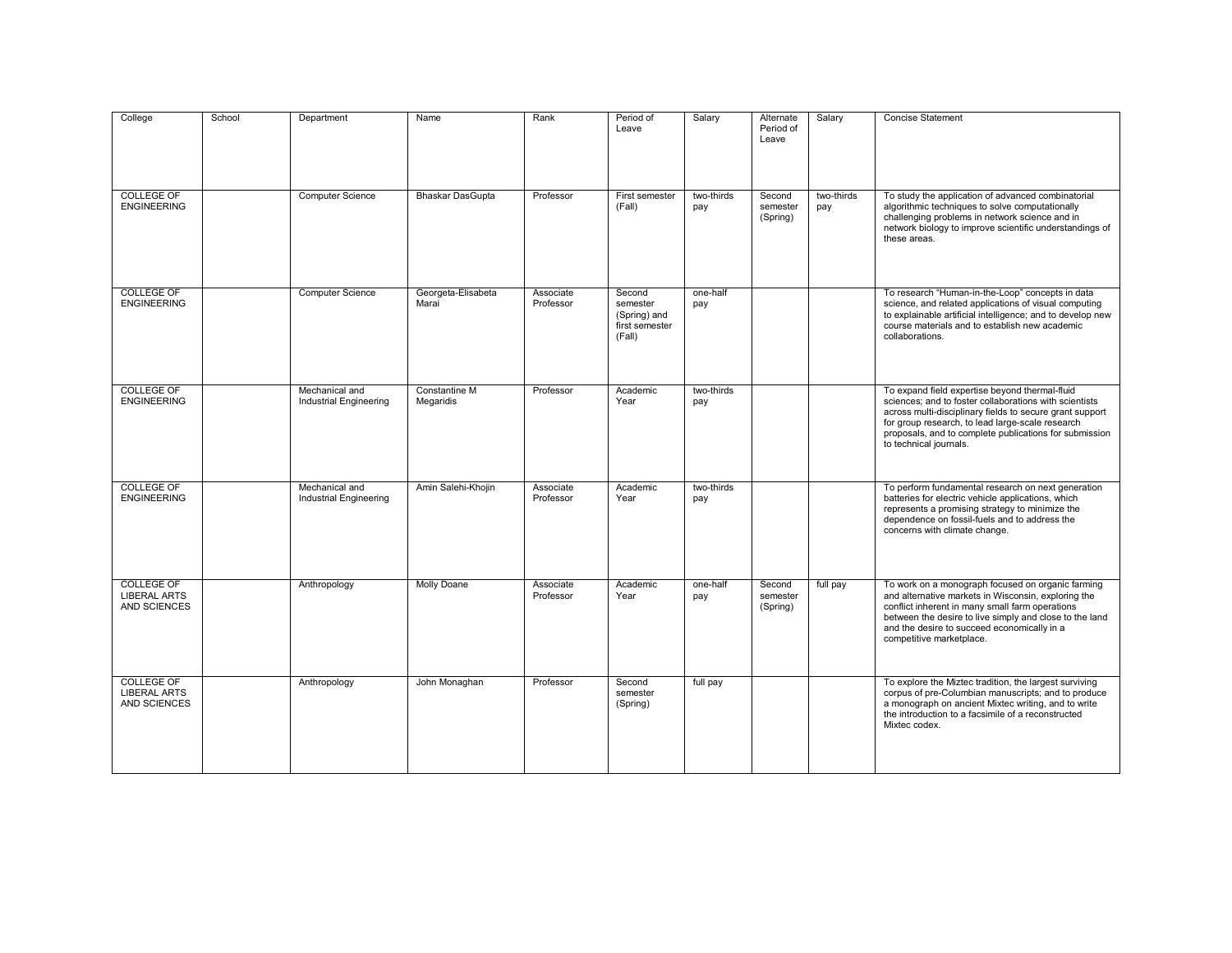| College | School | Department | Name | Rank | Period of Leave | Salary | Alternate Period of Leave | Salary | Concise Statement |
|---|---|---|---|---|---|---|---|---|---|
| COLLEGE OF ENGINEERING | | Computer Science | Bhaskar DasGupta | Professor | First semester (Fall) | two-thirds pay | Second semester (Spring) | two-thirds pay | To study the application of advanced combinatorial algorithmic techniques to solve computationally challenging problems in network science and in network biology to improve scientific understandings of these areas. |
| COLLEGE OF ENGINEERING | | Computer Science | Georgeta-Elisabeta Marai | Associate Professor | Second semester (Spring) and first semester (Fall) | one-half pay | | | To research "Human-in-the-Loop" concepts in data science, and related applications of visual computing to explainable artificial intelligence; and to develop new course materials and to establish new academic collaborations. |
| COLLEGE OF ENGINEERING | | Mechanical and Industrial Engineering | Constantine M Megaridis | Professor | Academic Year | two-thirds pay | | | To expand field expertise beyond thermal-fluid sciences; and to foster collaborations with scientists across multi-disciplinary fields to secure grant support for group research, to lead large-scale research proposals, and to complete publications for submission to technical journals. |
| COLLEGE OF ENGINEERING | | Mechanical and Industrial Engineering | Amin Salehi-Khojin | Associate Professor | Academic Year | two-thirds pay | | | To perform fundamental research on next generation batteries for electric vehicle applications, which represents a promising strategy to minimize the dependence on fossil-fuels and to address the concerns with climate change. |
| COLLEGE OF LIBERAL ARTS AND SCIENCES | | Anthropology | Molly Doane | Associate Professor | Academic Year | one-half pay | Second semester (Spring) | full pay | To work on a monograph focused on organic farming and alternative markets in Wisconsin, exploring the conflict inherent in many small farm operations between the desire to live simply and close to the land and the desire to succeed economically in a competitive marketplace. |
| COLLEGE OF LIBERAL ARTS AND SCIENCES | | Anthropology | John Monaghan | Professor | Second semester (Spring) | full pay | | | To explore the Miztec tradition, the largest surviving corpus of pre-Columbian manuscripts; and to produce a monograph on ancient Mixtec writing, and to write the introduction to a facsimile of a reconstructed Mixtec codex. |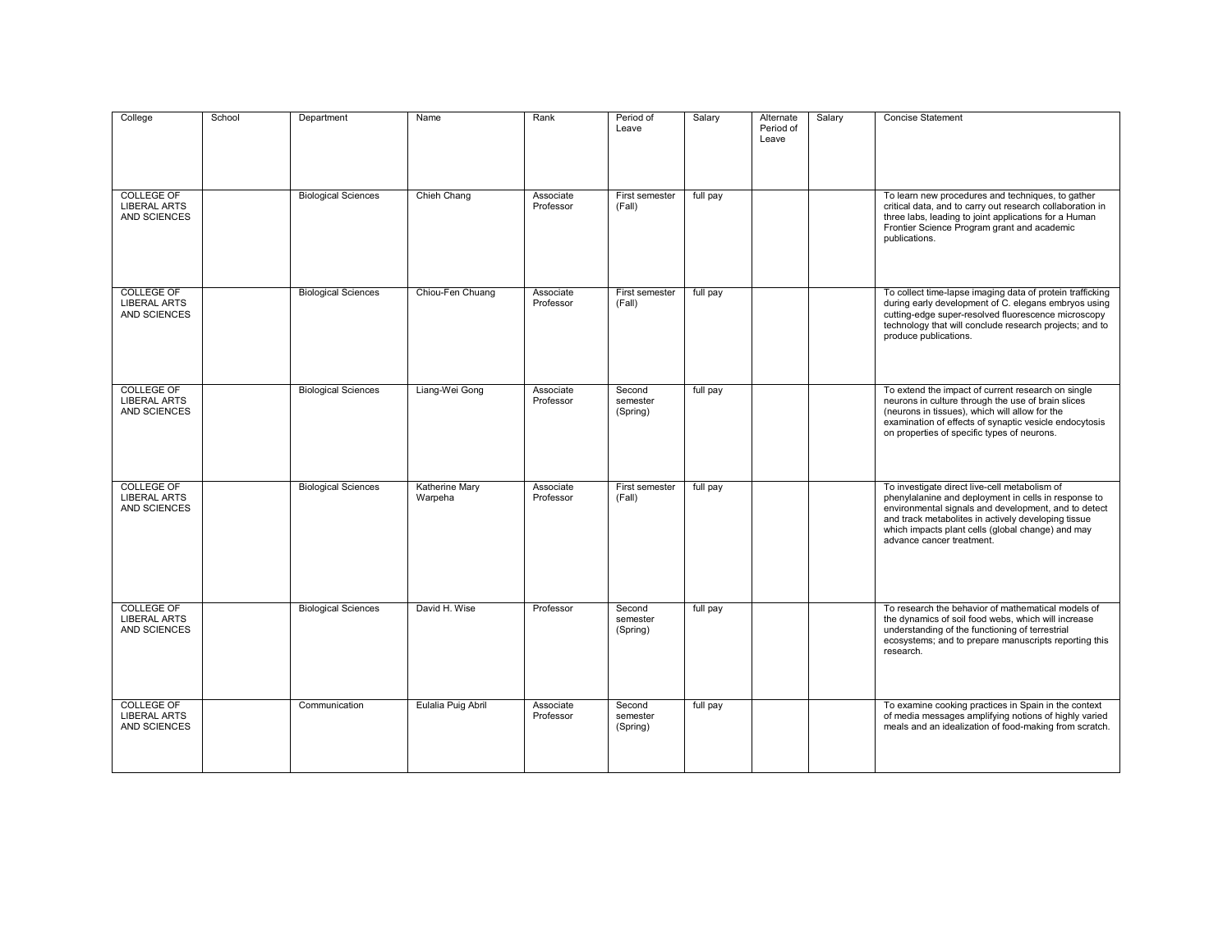| College | School | Department | Name | Rank | Period of Leave | Salary | Alternate Period of Leave | Salary | Concise Statement |
|---|---|---|---|---|---|---|---|---|---|
| COLLEGE OF LIBERAL ARTS AND SCIENCES | | Biological Sciences | Chieh Chang | Associate Professor | First semester (Fall) | full pay | | | To learn new procedures and techniques, to gather critical data, and to carry out research collaboration in three labs, leading to joint applications for a Human Frontier Science Program grant and academic publications. |
| COLLEGE OF LIBERAL ARTS AND SCIENCES | | Biological Sciences | Chiou-Fen Chuang | Associate Professor | First semester (Fall) | full pay | | | To collect time-lapse imaging data of protein trafficking during early development of C. elegans embryos using cutting-edge super-resolved fluorescence microscopy technology that will conclude research projects; and to produce publications. |
| COLLEGE OF LIBERAL ARTS AND SCIENCES | | Biological Sciences | Liang-Wei Gong | Associate Professor | Second semester (Spring) | full pay | | | To extend the impact of current research on single neurons in culture through the use of brain slices (neurons in tissues), which will allow for the examination of effects of synaptic vesicle endocytosis on properties of specific types of neurons. |
| COLLEGE OF LIBERAL ARTS AND SCIENCES | | Biological Sciences | Katherine Mary Warpeha | Associate Professor | First semester (Fall) | full pay | | | To investigate direct live-cell metabolism of phenylalanine and deployment in cells in response to environmental signals and development, and to detect and track metabolites in actively developing tissue which impacts plant cells (global change) and may advance cancer treatment. |
| COLLEGE OF LIBERAL ARTS AND SCIENCES | | Biological Sciences | David H. Wise | Professor | Second semester (Spring) | full pay | | | To research the behavior of mathematical models of the dynamics of soil food webs, which will increase understanding of the functioning of terrestrial ecosystems; and to prepare manuscripts reporting this research. |
| COLLEGE OF LIBERAL ARTS AND SCIENCES | | Communication | Eulalia Puig Abril | Associate Professor | Second semester (Spring) | full pay | | | To examine cooking practices in Spain in the context of media messages amplifying notions of highly varied meals and an idealization of food-making from scratch. |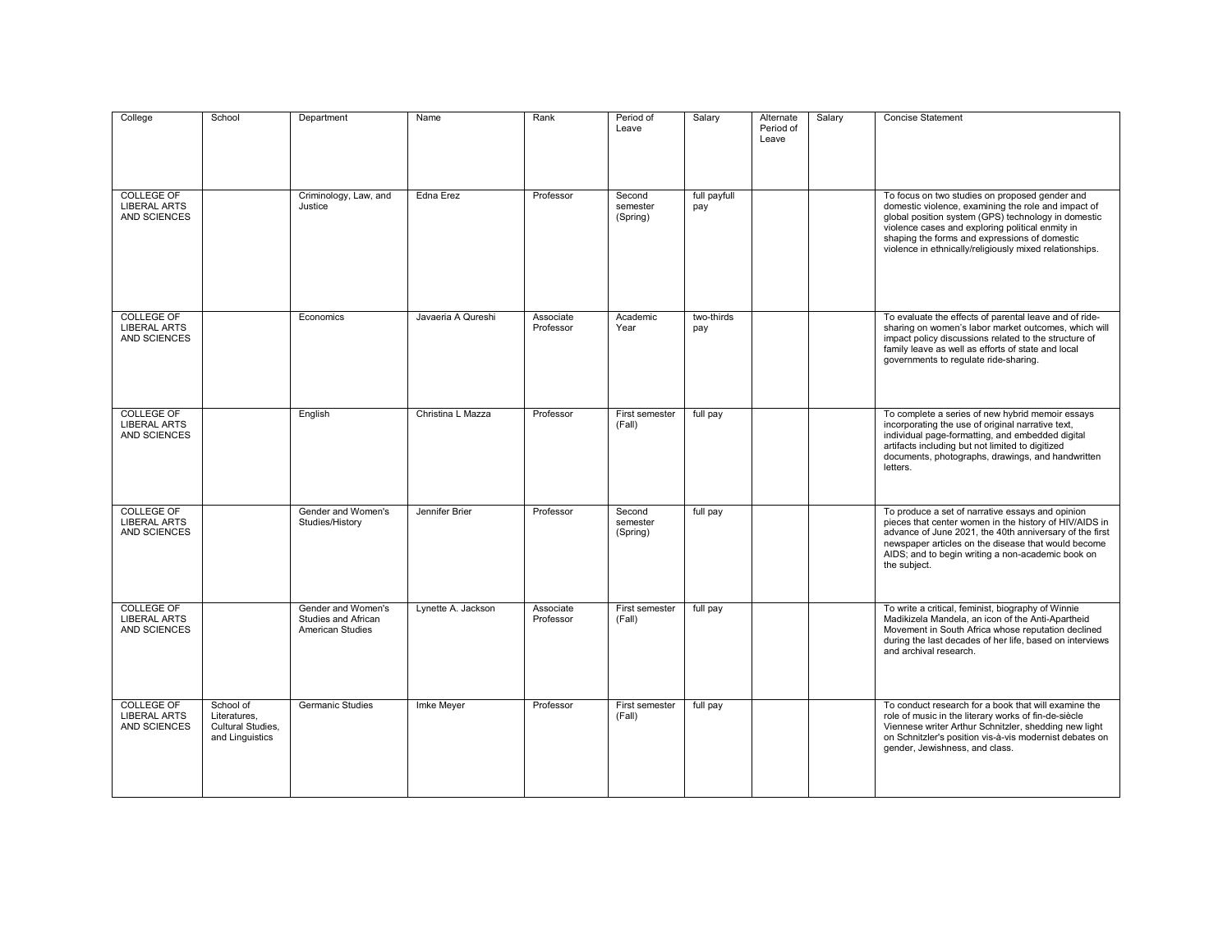| College | School | Department | Name | Rank | Period of Leave | Salary | Alternate Period of Leave | Salary | Concise Statement |
|---|---|---|---|---|---|---|---|---|---|
| COLLEGE OF LIBERAL ARTS AND SCIENCES | | Criminology, Law, and Justice | Edna Erez | Professor | Second semester (Spring) | full payfull pay | | | To focus on two studies on proposed gender and domestic violence, examining the role and impact of global position system (GPS) technology in domestic violence cases and exploring political enmity in shaping the forms and expressions of domestic violence in ethnically/religiously mixed relationships. |
| COLLEGE OF LIBERAL ARTS AND SCIENCES | | Economics | Javaeria A Qureshi | Associate Professor | Academic Year | two-thirds pay | | | To evaluate the effects of parental leave and of ride-sharing on women's labor market outcomes, which will impact policy discussions related to the structure of family leave as well as efforts of state and local governments to regulate ride-sharing. |
| COLLEGE OF LIBERAL ARTS AND SCIENCES | | English | Christina L Mazza | Professor | First semester (Fall) | full pay | | | To complete a series of new hybrid memoir essays incorporating the use of original narrative text, individual page-formatting, and embedded digital artifacts including but not limited to digitized documents, photographs, drawings, and handwritten letters. |
| COLLEGE OF LIBERAL ARTS AND SCIENCES | | Gender and Women's Studies/History | Jennifer Brier | Professor | Second semester (Spring) | full pay | | | To produce a set of narrative essays and opinion pieces that center women in the history of HIV/AIDS in advance of June 2021, the 40th anniversary of the first newspaper articles on the disease that would become AIDS; and to begin writing a non-academic book on the subject. |
| COLLEGE OF LIBERAL ARTS AND SCIENCES | | Gender and Women's Studies and African American Studies | Lynette A. Jackson | Associate Professor | First semester (Fall) | full pay | | | To write a critical, feminist, biography of Winnie Madikizela Mandela, an icon of the Anti-Apartheid Movement in South Africa whose reputation declined during the last decades of her life, based on interviews and archival research. |
| COLLEGE OF LIBERAL ARTS AND SCIENCES | School of Literatures, Cultural Studies, and Linguistics | Germanic Studies | Imke Meyer | Professor | First semester (Fall) | full pay | | | To conduct research for a book that will examine the role of music in the literary works of fin-de-siècle Viennese writer Arthur Schnitzler, shedding new light on Schnitzler's position vis-à-vis modernist debates on gender, Jewishness, and class. |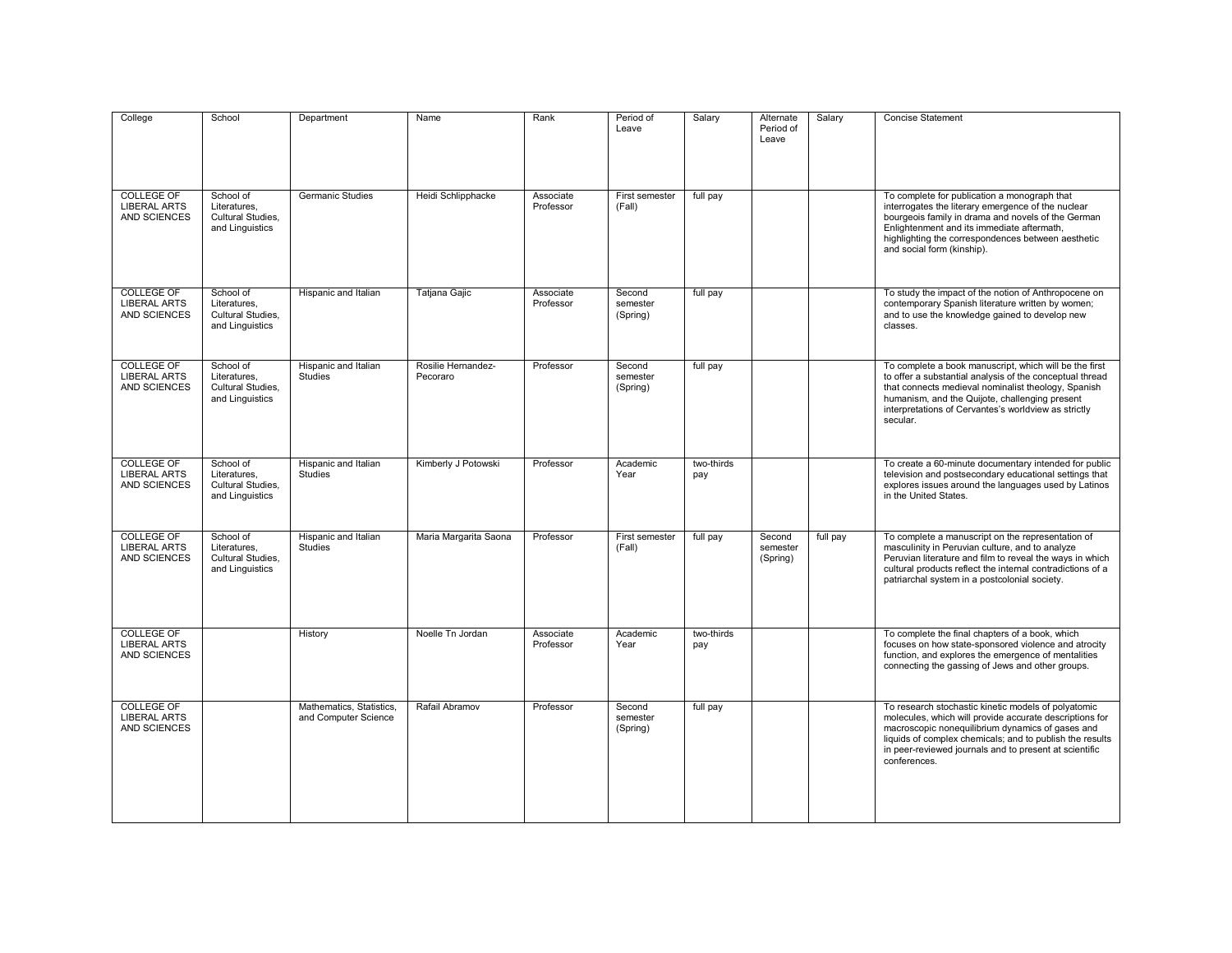| College | School | Department | Name | Rank | Period of Leave | Salary | Alternate Period of Leave | Salary | Concise Statement |
|---|---|---|---|---|---|---|---|---|---|
| COLLEGE OF LIBERAL ARTS AND SCIENCES | School of Literatures, Cultural Studies, and Linguistics | Germanic Studies | Heidi Schlipphacke | Associate Professor | First semester (Fall) | full pay | | | To complete for publication a monograph that interrogates the literary emergence of the nuclear bourgeois family in drama and novels of the German Enlightenment and its immediate aftermath, highlighting the correspondences between aesthetic and social form (kinship). |
| COLLEGE OF LIBERAL ARTS AND SCIENCES | School of Literatures, Cultural Studies, and Linguistics | Hispanic and Italian | Tatjana Gajic | Associate Professor | Second semester (Spring) | full pay | | | To study the impact of the notion of Anthropocene on contemporary Spanish literature written by women; and to use the knowledge gained to develop new classes. |
| COLLEGE OF LIBERAL ARTS AND SCIENCES | School of Literatures, Cultural Studies, and Linguistics | Hispanic and Italian Studies | Rosilie Hernandez-Pecoraro | Professor | Second semester (Spring) | full pay | | | To complete a book manuscript, which will be the first to offer a substantial analysis of the conceptual thread that connects medieval nominalist theology, Spanish humanism, and the Quijote, challenging present interpretations of Cervantes's worldview as strictly secular. |
| COLLEGE OF LIBERAL ARTS AND SCIENCES | School of Literatures, Cultural Studies, and Linguistics | Hispanic and Italian Studies | Kimberly J Potowski | Professor | Academic Year | two-thirds pay | | | To create a 60-minute documentary intended for public television and postsecondary educational settings that explores issues around the languages used by Latinos in the United States. |
| COLLEGE OF LIBERAL ARTS AND SCIENCES | School of Literatures, Cultural Studies, and Linguistics | Hispanic and Italian Studies | Maria Margarita Saona | Professor | First semester (Fall) | full pay | Second semester (Spring) | full pay | To complete a manuscript on the representation of masculinity in Peruvian culture, and to analyze Peruvian literature and film to reveal the ways in which cultural products reflect the internal contradictions of a patriarchal system in a postcolonial society. |
| COLLEGE OF LIBERAL ARTS AND SCIENCES | | History | Noelle Tn Jordan | Associate Professor | Academic Year | two-thirds pay | | | To complete the final chapters of a book, which focuses on how state-sponsored violence and atrocity function, and explores the emergence of mentalities connecting the gassing of Jews and other groups. |
| COLLEGE OF LIBERAL ARTS AND SCIENCES | | Mathematics, Statistics, and Computer Science | Rafail Abramov | Professor | Second semester (Spring) | full pay | | | To research stochastic kinetic models of polyatomic molecules, which will provide accurate descriptions for macroscopic nonequilibrium dynamics of gases and liquids of complex chemicals; and to publish the results in peer-reviewed journals and to present at scientific conferences. |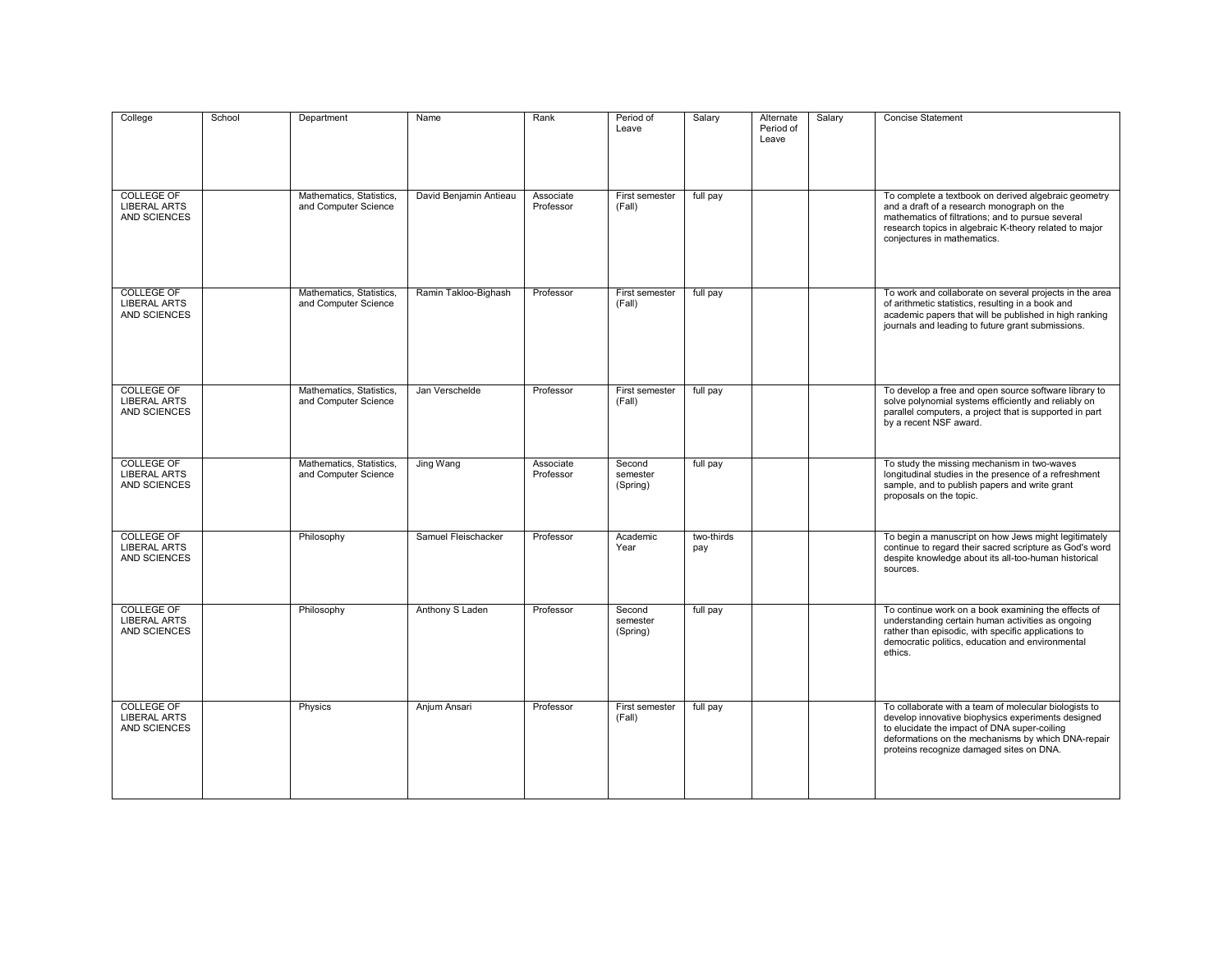| College | School | Department | Name | Rank | Period of Leave | Salary | Alternate Period of Leave | Salary | Concise Statement |
|---|---|---|---|---|---|---|---|---|---|
| COLLEGE OF LIBERAL ARTS AND SCIENCES | | Mathematics, Statistics, and Computer Science | David Benjamin Antieau | Associate Professor | First semester (Fall) | full pay | | | To complete a textbook on derived algebraic geometry and a draft of a research monograph on the mathematics of filtrations; and to pursue several research topics in algebraic K-theory related to major conjectures in mathematics. |
| COLLEGE OF LIBERAL ARTS AND SCIENCES | | Mathematics, Statistics, and Computer Science | Ramin Takloo-Bighash | Professor | First semester (Fall) | full pay | | | To work and collaborate on several projects in the area of arithmetic statistics, resulting in a book and academic papers that will be published in high ranking journals and leading to future grant submissions. |
| COLLEGE OF LIBERAL ARTS AND SCIENCES | | Mathematics, Statistics, and Computer Science | Jan Verschelde | Professor | First semester (Fall) | full pay | | | To develop a free and open source software library to solve polynomial systems efficiently and reliably on parallel computers, a project that is supported in part by a recent NSF award. |
| COLLEGE OF LIBERAL ARTS AND SCIENCES | | Mathematics, Statistics, and Computer Science | Jing Wang | Associate Professor | Second semester (Spring) | full pay | | | To study the missing mechanism in two-waves longitudinal studies in the presence of a refreshment sample, and to publish papers and write grant proposals on the topic. |
| COLLEGE OF LIBERAL ARTS AND SCIENCES | | Philosophy | Samuel Fleischacker | Professor | Academic Year | two-thirds pay | | | To begin a manuscript on how Jews might legitimately continue to regard their sacred scripture as God's word despite knowledge about its all-too-human historical sources. |
| COLLEGE OF LIBERAL ARTS AND SCIENCES | | Philosophy | Anthony S Laden | Professor | Second semester (Spring) | full pay | | | To continue work on a book examining the effects of understanding certain human activities as ongoing rather than episodic, with specific applications to democratic politics, education and environmental ethics. |
| COLLEGE OF LIBERAL ARTS AND SCIENCES | | Physics | Anjum Ansari | Professor | First semester (Fall) | full pay | | | To collaborate with a team of molecular biologists to develop innovative biophysics experiments designed to elucidate the impact of DNA super-coiling deformations on the mechanisms by which DNA-repair proteins recognize damaged sites on DNA. |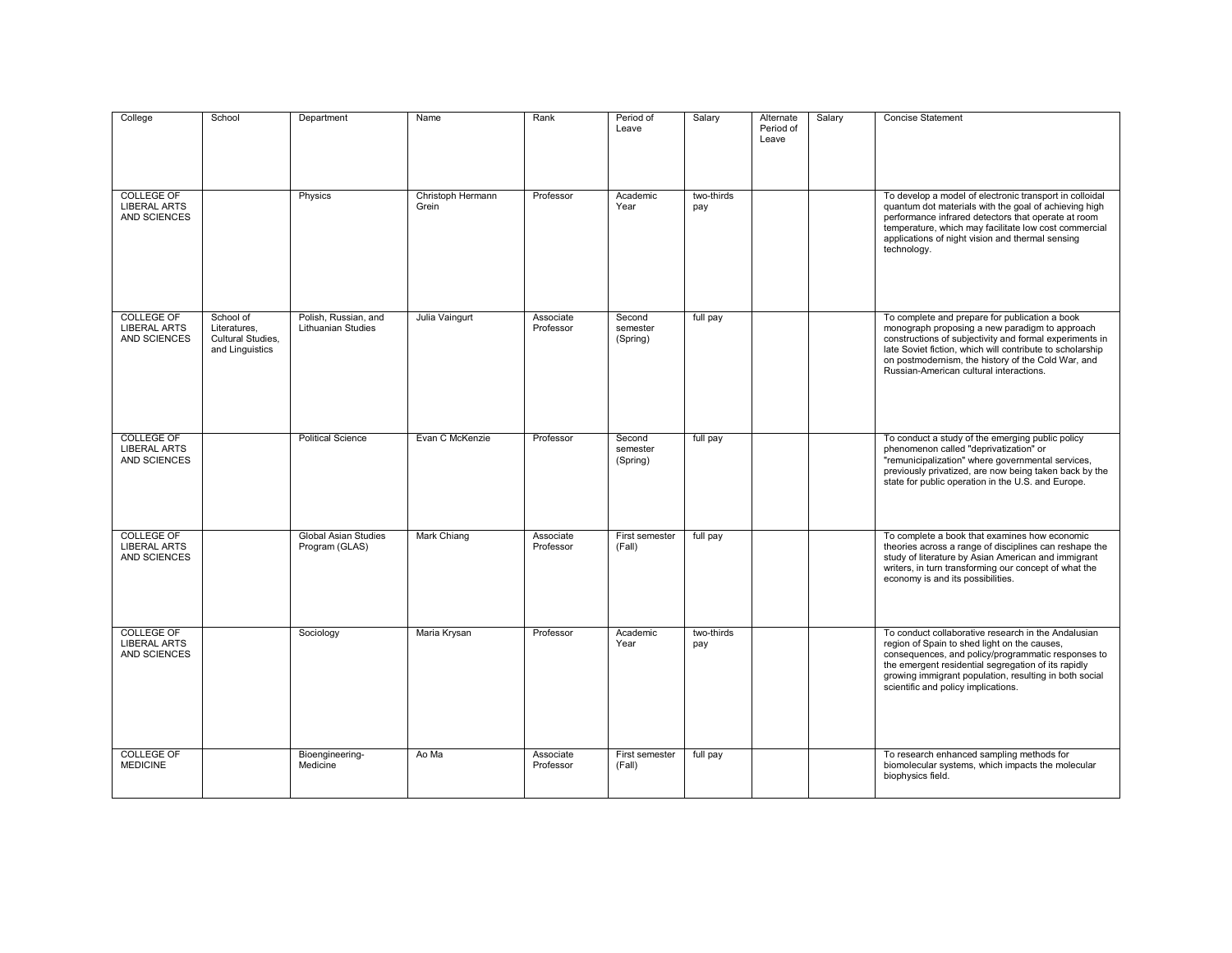| College | School | Department | Name | Rank | Period of Leave | Salary | Alternate Period of Leave | Salary | Concise Statement |
|---|---|---|---|---|---|---|---|---|---|
| COLLEGE OF LIBERAL ARTS AND SCIENCES | | Physics | Christoph Hermann Grein | Professor | Academic Year | two-thirds pay | | | To develop a model of electronic transport in colloidal quantum dot materials with the goal of achieving high performance infrared detectors that operate at room temperature, which may facilitate low cost commercial applications of night vision and thermal sensing technology. |
| COLLEGE OF LIBERAL ARTS AND SCIENCES | School of Literatures, Cultural Studies, and Linguistics | Polish, Russian, and Lithuanian Studies | Julia Vaingurt | Associate Professor | Second semester (Spring) | full pay | | | To complete and prepare for publication a book monograph proposing a new paradigm to approach constructions of subjectivity and formal experiments in late Soviet fiction, which will contribute to scholarship on postmodernism, the history of the Cold War, and Russian-American cultural interactions. |
| COLLEGE OF LIBERAL ARTS AND SCIENCES | | Political Science | Evan C McKenzie | Professor | Second semester (Spring) | full pay | | | To conduct a study of the emerging public policy phenomenon called "deprivatization" or "remunicipalization" where governmental services, previously privatized, are now being taken back by the state for public operation in the U.S. and Europe. |
| COLLEGE OF LIBERAL ARTS AND SCIENCES | | Global Asian Studies Program (GLAS) | Mark Chiang | Associate Professor | First semester (Fall) | full pay | | | To complete a book that examines how economic theories across a range of disciplines can reshape the study of literature by Asian American and immigrant writers, in turn transforming our concept of what the economy is and its possibilities. |
| COLLEGE OF LIBERAL ARTS AND SCIENCES | | Sociology | Maria Krysan | Professor | Academic Year | two-thirds pay | | | To conduct collaborative research in the Andalusian region of Spain to shed light on the causes, consequences, and policy/programmatic responses to the emergent residential segregation of its rapidly growing immigrant population, resulting in both social scientific and policy implications. |
| COLLEGE OF MEDICINE | | Bioengineering-Medicine | Ao Ma | Associate Professor | First semester (Fall) | full pay | | | To research enhanced sampling methods for biomolecular systems, which impacts the molecular biophysics field. |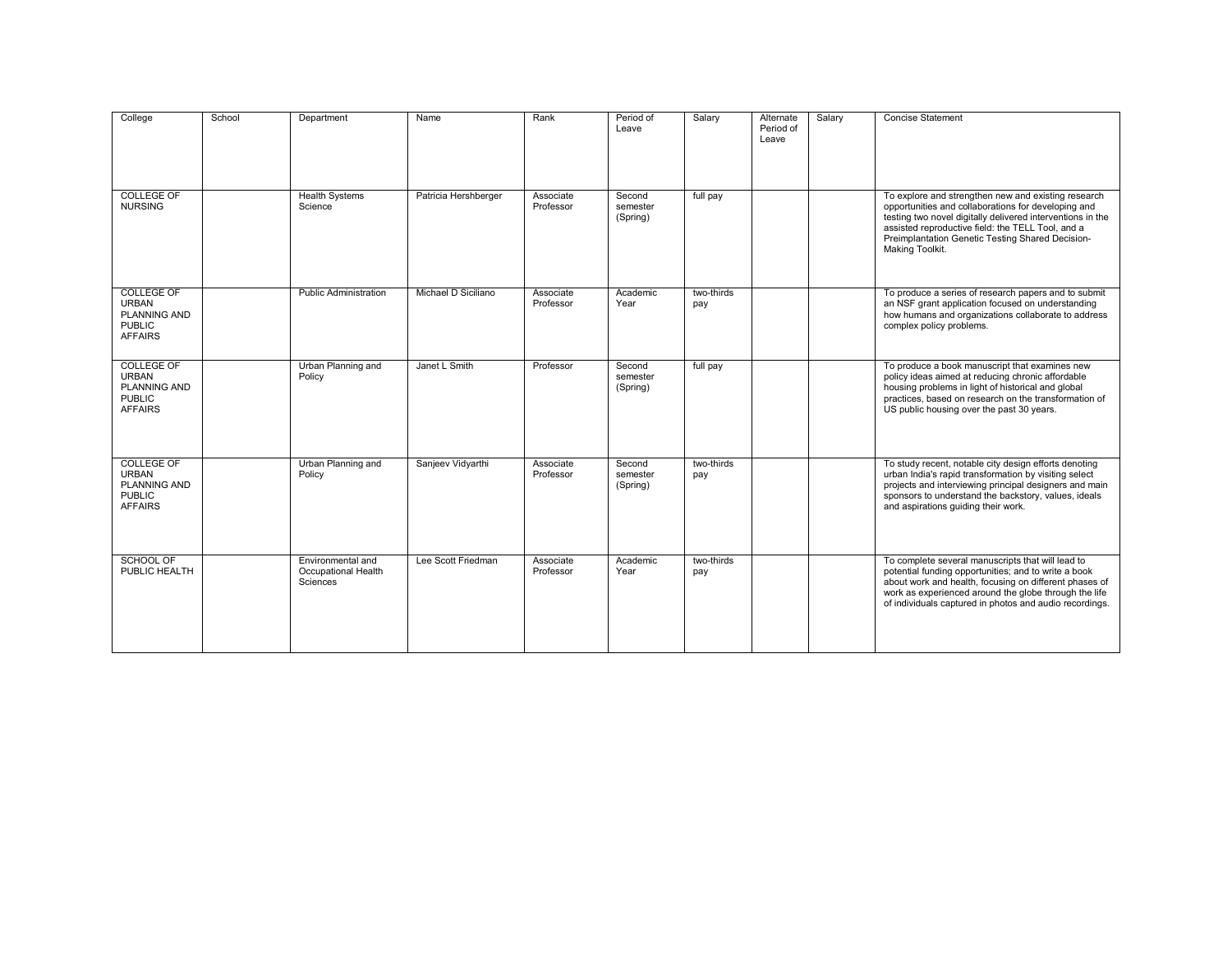| College | School | Department | Name | Rank | Period of Leave | Salary | Alternate Period of Leave | Salary | Concise Statement |
|---|---|---|---|---|---|---|---|---|---|
| COLLEGE OF NURSING | | Health Systems Science | Patricia Hershberger | Associate Professor | Second semester (Spring) | full pay | | | To explore and strengthen new and existing research opportunities and collaborations for developing and testing two novel digitally delivered interventions in the assisted reproductive field: the TELL Tool, and a Preimplantation Genetic Testing Shared Decision-Making Toolkit. |
| COLLEGE OF URBAN PLANNING AND PUBLIC AFFAIRS | | Public Administration | Michael D Siciliano | Associate Professor | Academic Year | two-thirds pay | | | To produce a series of research papers and to submit an NSF grant application focused on understanding how humans and organizations collaborate to address complex policy problems. |
| COLLEGE OF URBAN PLANNING AND PUBLIC AFFAIRS | | Urban Planning and Policy | Janet L Smith | Professor | Second semester (Spring) | full pay | | | To produce a book manuscript that examines new policy ideas aimed at reducing chronic affordable housing problems in light of historical and global practices, based on research on the transformation of US public housing over the past 30 years. |
| COLLEGE OF URBAN PLANNING AND PUBLIC AFFAIRS | | Urban Planning and Policy | Sanjeev Vidyarthi | Associate Professor | Second semester (Spring) | two-thirds pay | | | To study recent, notable city design efforts denoting urban India's rapid transformation by visiting select projects and interviewing principal designers and main sponsors to understand the backstory, values, ideals and aspirations guiding their work. |
| SCHOOL OF PUBLIC HEALTH | | Environmental and Occupational Health Sciences | Lee Scott Friedman | Associate Professor | Academic Year | two-thirds pay | | | To complete several manuscripts that will lead to potential funding opportunities; and to write a book about work and health, focusing on different phases of work as experienced around the globe through the life of individuals captured in photos and audio recordings. |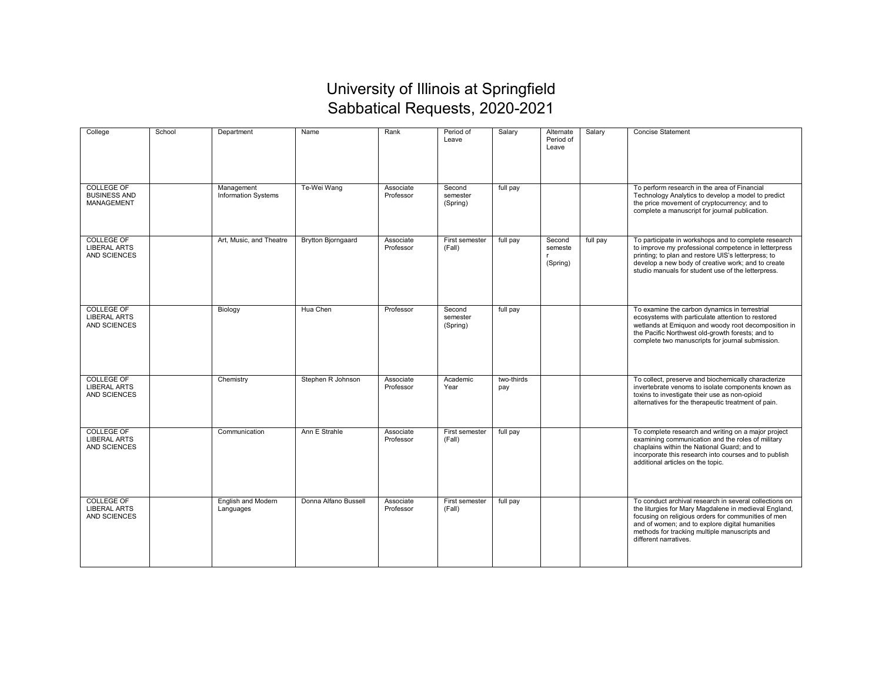# University of Illinois at Springfield
## Sabbatical Requests, 2020-2021

| College | School | Department | Name | Rank | Period of Leave | Salary | Alternate Period of Leave | Salary | Concise Statement |
|---|---|---|---|---|---|---|---|---|---|
| COLLEGE OF BUSINESS AND MANAGEMENT | | Management Information Systems | Te-Wei Wang | Associate Professor | Second semester (Spring) | full pay | | | To perform research in the area of Financial Technology Analytics to develop a model to predict the price movement of cryptocurrency; and to complete a manuscript for journal publication. |
| COLLEGE OF LIBERAL ARTS AND SCIENCES | | Art, Music, and Theatre | Brytton Bjorngaard | Associate Professor | First semester (Fall) | full pay | Second semester (Spring) | full pay | To participate in workshops and to complete research to improve my professional competence in letterpress printing; to plan and restore UIS's letterpress; to develop a new body of creative work; and to create studio manuals for student use of the letterpress. |
| COLLEGE OF LIBERAL ARTS AND SCIENCES | | Biology | Hua Chen | Professor | Second semester (Spring) | full pay | | | To examine the carbon dynamics in terrestrial ecosystems with particulate attention to restored wetlands at Emiquon and woody root decomposition in the Pacific Northwest old-growth forests; and to complete two manuscripts for journal submission. |
| COLLEGE OF LIBERAL ARTS AND SCIENCES | | Chemistry | Stephen R Johnson | Associate Professor | Academic Year | two-thirds pay | | | To collect, preserve and biochemically characterize invertebrate venoms to isolate components known as toxins to investigate their use as non-opioid alternatives for the therapeutic treatment of pain. |
| COLLEGE OF LIBERAL ARTS AND SCIENCES | | Communication | Ann E Strahle | Associate Professor | First semester (Fall) | full pay | | | To complete research and writing on a major project examining communication and the roles of military chaplains within the National Guard; and to incorporate this research into courses and to publish additional articles on the topic. |
| COLLEGE OF LIBERAL ARTS AND SCIENCES | | English and Modern Languages | Donna Alfano Bussell | Associate Professor | First semester (Fall) | full pay | | | To conduct archival research in several collections on the liturgies for Mary Magdalene in medieval England, focusing on religious orders for communities of men and of women; and to explore digital humanities methods for tracking multiple manuscripts and different narratives. |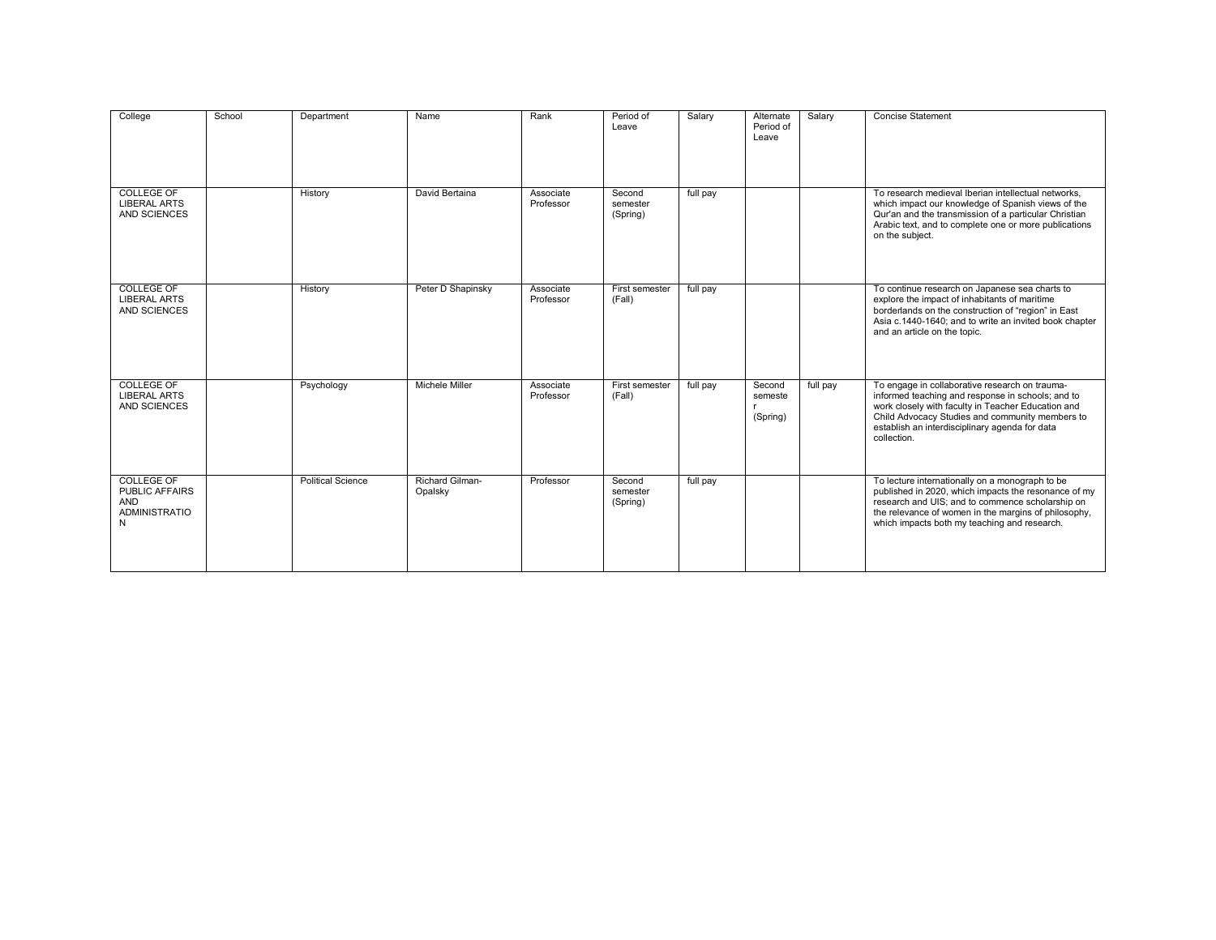| College | School | Department | Name | Rank | Period of Leave | Salary | Alternate Period of Leave | Salary | Concise Statement |
|---|---|---|---|---|---|---|---|---|---|
| COLLEGE OF LIBERAL ARTS AND SCIENCES | | History | David Bertaina | Associate Professor | Second semester (Spring) | full pay | | | To research medieval Iberian intellectual networks, which impact our knowledge of Spanish views of the Qur'an and the transmission of a particular Christian Arabic text, and to complete one or more publications on the subject. |
| COLLEGE OF LIBERAL ARTS AND SCIENCES | | History | Peter D Shapinsky | Associate Professor | First semester (Fall) | full pay | | | To continue research on Japanese sea charts to explore the impact of inhabitants of maritime borderlands on the construction of "region" in East Asia c.1440-1640; and to write an invited book chapter and an article on the topic. |
| COLLEGE OF LIBERAL ARTS AND SCIENCES | | Psychology | Michele Miller | Associate Professor | First semester (Fall) | full pay | Second semester (Spring) | full pay | To engage in collaborative research on trauma-informed teaching and response in schools; and to work closely with faculty in Teacher Education and Child Advocacy Studies and community members to establish an interdisciplinary agenda for data collection. |
| COLLEGE OF PUBLIC AFFAIRS AND ADMINISTRATION | | Political Science | Richard Gilman-Opalsky | Professor | Second semester (Spring) | full pay | | | To lecture internationally on a monograph to be published in 2020, which impacts the resonance of my research and UIS; and to commence scholarship on the relevance of women in the margins of philosophy, which impacts both my teaching and research. |